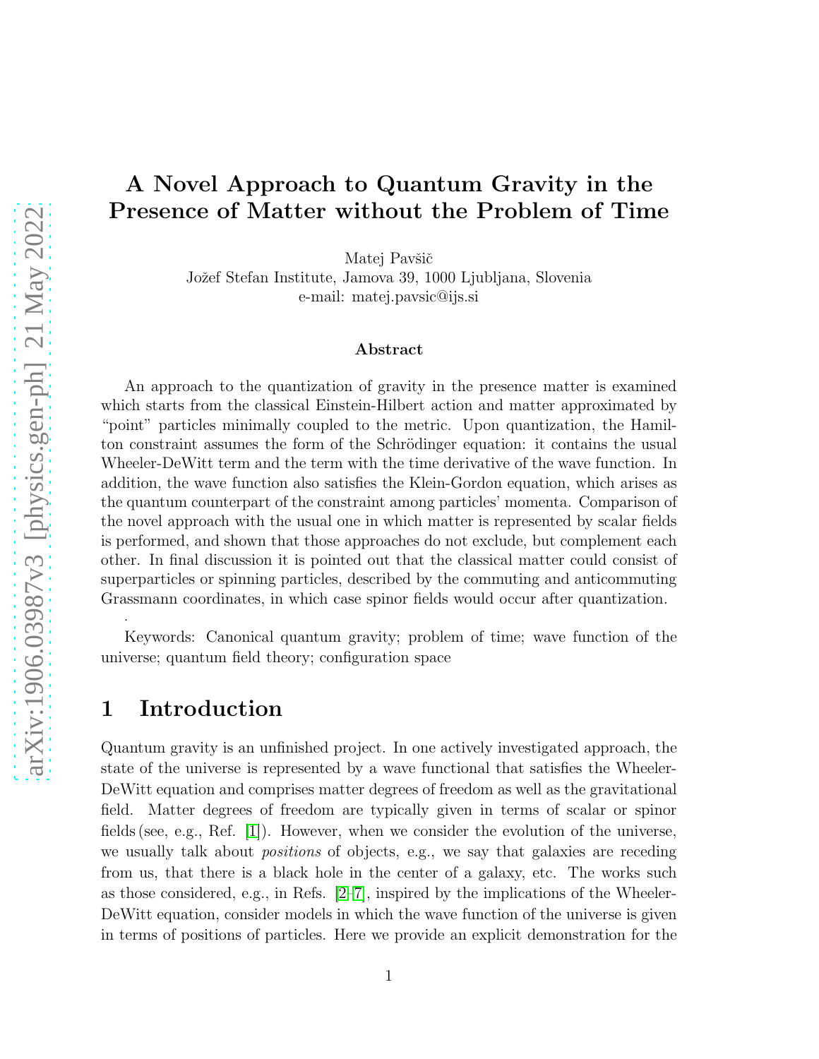# A Novel Approach to Quantum Gravity in the Presence of Matter without the Problem of Time

Matej Pavšič
Jožef Stefan Institute, Jamova 39, 1000 Ljubljana, Slovenia
e-mail: matej.pavsic@ijs.si

### Abstract

An approach to the quantization of gravity in the presence matter is examined which starts from the classical Einstein-Hilbert action and matter approximated by "point" particles minimally coupled to the metric. Upon quantization, the Hamilton constraint assumes the form of the Schrödinger equation: it contains the usual Wheeler-DeWitt term and the term with the time derivative of the wave function. In addition, the wave function also satisfies the Klein-Gordon equation, which arises as the quantum counterpart of the constraint among particles' momenta. Comparison of the novel approach with the usual one in which matter is represented by scalar fields is performed, and shown that those approaches do not exclude, but complement each other. In final discussion it is pointed out that the classical matter could consist of superparticles or spinning particles, described by the commuting and anticommuting Grassmann coordinates, in which case spinor fields would occur after quantization.

.

Keywords: Canonical quantum gravity; problem of time; wave function of the universe; quantum field theory; configuration space

## 1 Introduction

Quantum gravity is an unfinished project. In one actively investigated approach, the state of the universe is represented by a wave functional that satisfies the Wheeler-DeWitt equation and comprises matter degrees of freedom as well as the gravitational field. Matter degrees of freedom are typically given in terms of scalar or spinor fields (see, e.g., Ref. [1]). However, when we consider the evolution of the universe, we usually talk about *positions* of objects, e.g., we say that galaxies are receding from us, that there is a black hole in the center of a galaxy, etc. The works such as those considered, e.g., in Refs. [2–7], inspired by the implications of the Wheeler-DeWitt equation, consider models in which the wave function of the universe is given in terms of positions of particles. Here we provide an explicit demonstration for the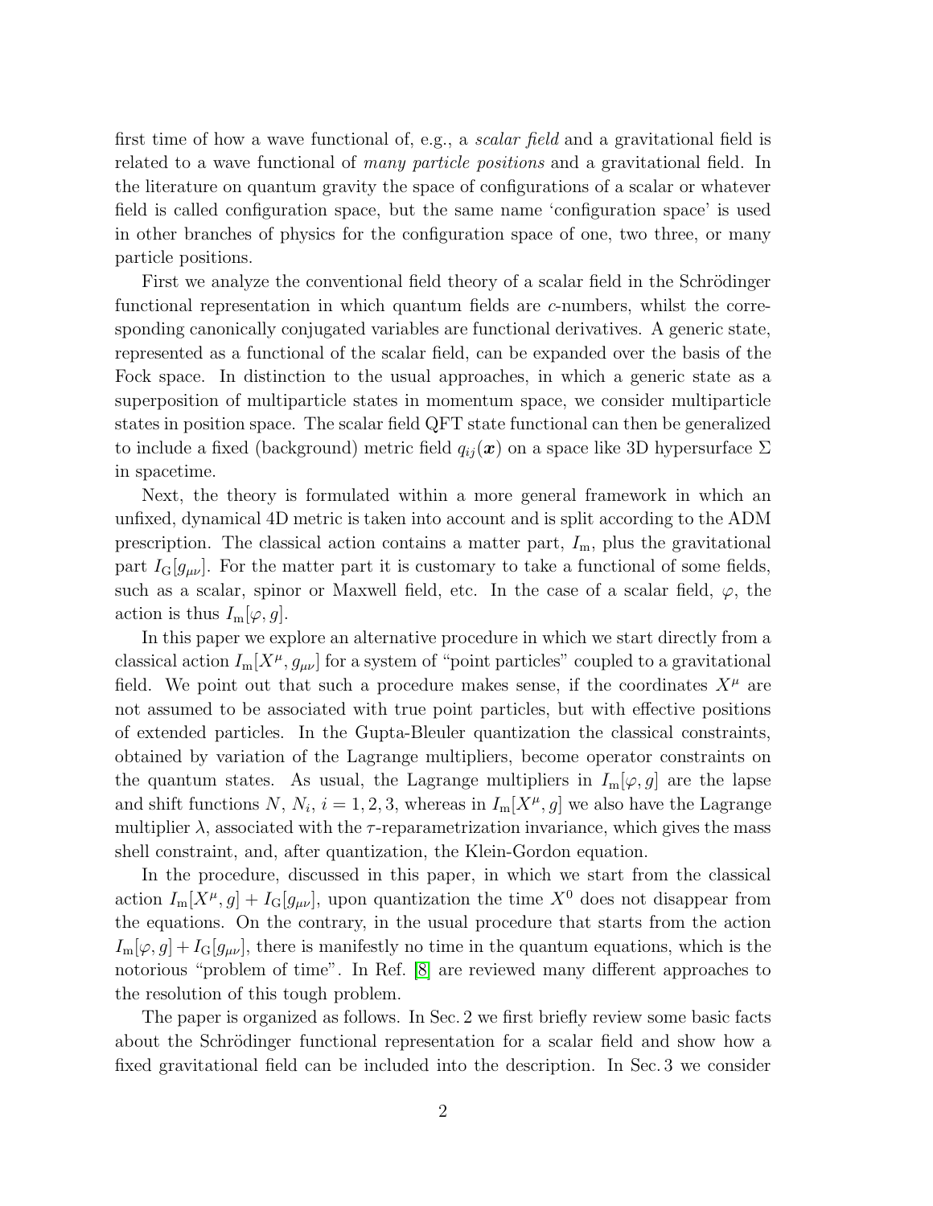first time of how a wave functional of, e.g., a *scalar field* and a gravitational field is related to a wave functional of *many particle positions* and a gravitational field. In the literature on quantum gravity the space of configurations of a scalar or whatever field is called configuration space, but the same name 'configuration space' is used in other branches of physics for the configuration space of one, two three, or many particle positions.

First we analyze the conventional field theory of a scalar field in the Schrödinger functional representation in which quantum fields are $c$-numbers, whilst the corresponding canonically conjugated variables are functional derivatives. A generic state, represented as a functional of the scalar field, can be expanded over the basis of the Fock space. In distinction to the usual approaches, in which a generic state as a superposition of multiparticle states in momentum space, we consider multiparticle states in position space. The scalar field QFT state functional can then be generalized to include a fixed (background) metric field $q_{ij}(\boldsymbol{x})$ on a space like 3D hypersurface $\Sigma$ in spacetime.

Next, the theory is formulated within a more general framework in which an unfixed, dynamical 4D metric is taken into account and is split according to the ADM prescription. The classical action contains a matter part, $I_{\rm m}$, plus the gravitational part $I_{\rm G}[g_{\mu\nu}]$. For the matter part it is customary to take a functional of some fields, such as a scalar, spinor or Maxwell field, etc. In the case of a scalar field, $\varphi$, the action is thus $I_{\rm m}[\varphi, g]$.

In this paper we explore an alternative procedure in which we start directly from a classical action $I_{\rm m}[X^\mu, g_{\mu\nu}]$ for a system of "point particles" coupled to a gravitational field. We point out that such a procedure makes sense, if the coordinates $X^\mu$ are not assumed to be associated with true point particles, but with effective positions of extended particles. In the Gupta-Bleuler quantization the classical constraints, obtained by variation of the Lagrange multipliers, become operator constraints on the quantum states. As usual, the Lagrange multipliers in $I_{\rm m}[\varphi, g]$ are the lapse and shift functions $N$, $N_i$, $i = 1, 2, 3$, whereas in $I_{\rm m}[X^\mu, g]$ we also have the Lagrange multiplier $\lambda$, associated with the $\tau$-reparametrization invariance, which gives the mass shell constraint, and, after quantization, the Klein-Gordon equation.

In the procedure, discussed in this paper, in which we start from the classical action $I_{\rm m}[X^\mu, g] + I_{\rm G}[g_{\mu\nu}]$, upon quantization the time $X^0$ does not disappear from the equations. On the contrary, in the usual procedure that starts from the action $I_{\rm m}[\varphi, g] + I_{\rm G}[g_{\mu\nu}]$, there is manifestly no time in the quantum equations, which is the notorious "problem of time". In Ref. [8] are reviewed many different approaches to the resolution of this tough problem.

The paper is organized as follows. In Sec. 2 we first briefly review some basic facts about the Schrödinger functional representation for a scalar field and show how a fixed gravitational field can be included into the description. In Sec. 3 we consider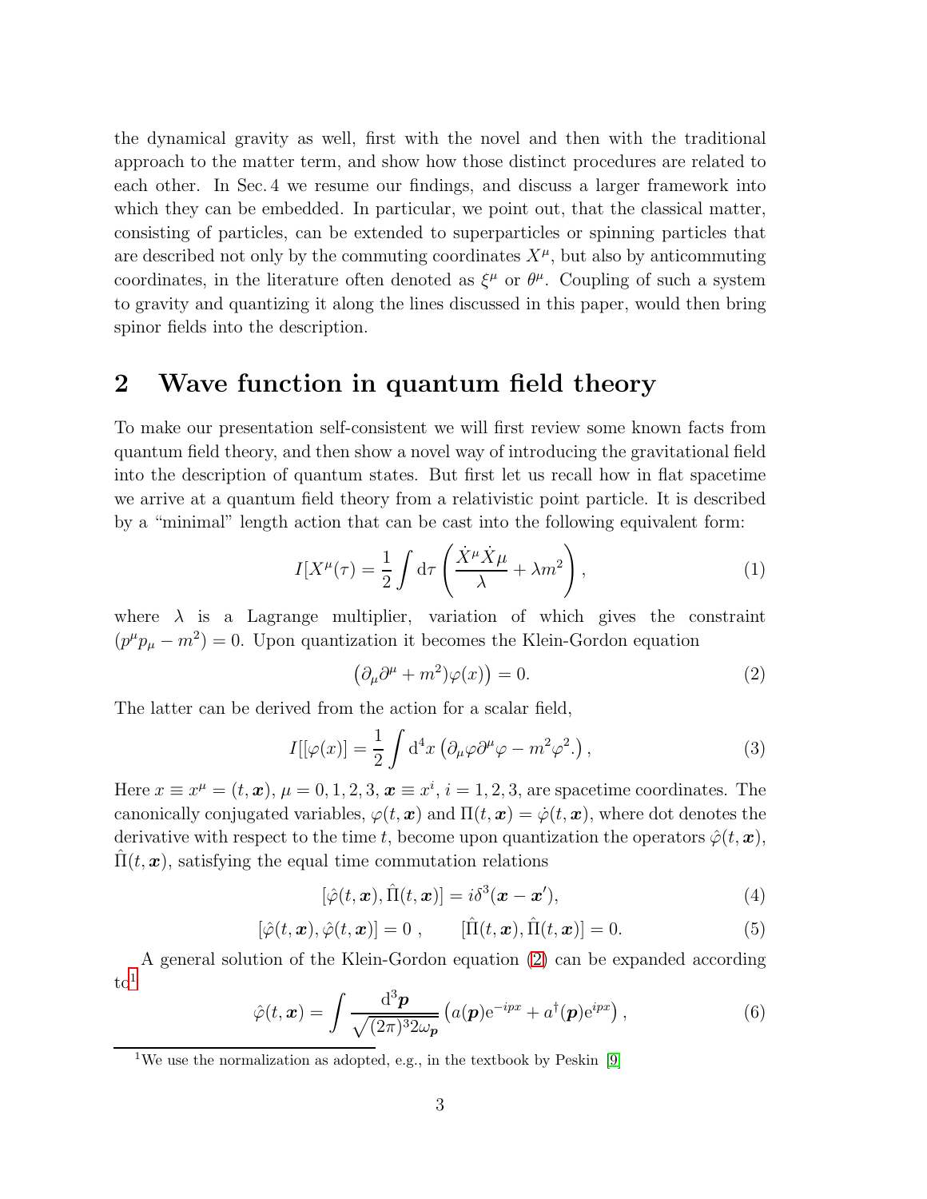the dynamical gravity as well, first with the novel and then with the traditional approach to the matter term, and show how those distinct procedures are related to each other. In Sec. 4 we resume our findings, and discuss a larger framework into which they can be embedded. In particular, we point out, that the classical matter, consisting of particles, can be extended to superparticles or spinning particles that are described not only by the commuting coordinates $X^\mu$, but also by anticommuting coordinates, in the literature often denoted as $\xi^\mu$ or $\theta^\mu$. Coupling of such a system to gravity and quantizing it along the lines discussed in this paper, would then bring spinor fields into the description.

## 2 Wave function in quantum field theory

To make our presentation self-consistent we will first review some known facts from quantum field theory, and then show a novel way of introducing the gravitational field into the description of quantum states. But first let us recall how in flat spacetime we arrive at a quantum field theory from a relativistic point particle. It is described by a "minimal" length action that can be cast into the following equivalent form:

$$I[X^\mu(\tau) = \frac{1}{2}\int \mathrm{d}\tau \left( \frac{\dot{X}^\mu \dot{X}\mu}{\lambda} + \lambda m^2 \right), \tag{1}$$

where $\lambda$ is a Lagrange multiplier, variation of which gives the constraint $(p^\mu p_\mu - m^2) = 0$. Upon quantization it becomes the Klein-Gordon equation

$$\left(\partial_\mu \partial^\mu + m^2)\varphi(x)\right) = 0. \tag{2}$$

The latter can be derived from the action for a scalar field,

$$I[[\varphi(x)] = \frac{1}{2}\int \mathrm{d}^4 x \left( \partial_\mu \varphi \partial^\mu \varphi - m^2 \varphi^2 . \right), \tag{3}$$

Here $x \equiv x^\mu = (t, \boldsymbol{x})$, $\mu = 0, 1, 2, 3$, $\boldsymbol{x} \equiv x^i$, $i = 1, 2, 3$, are spacetime coordinates. The canonically conjugated variables, $\varphi(t, \boldsymbol{x})$ and $\Pi(t, \boldsymbol{x}) = \dot{\varphi}(t, \boldsymbol{x})$, where dot denotes the derivative with respect to the time $t$, become upon quantization the operators $\hat{\varphi}(t, \boldsymbol{x})$, $\hat{\Pi}(t, \boldsymbol{x})$, satisfying the equal time commutation relations

$$[\hat{\varphi}(t, \boldsymbol{x}), \hat{\Pi}(t, \boldsymbol{x})] = i\delta^3(\boldsymbol{x} - \boldsymbol{x}'), \tag{4}$$

$$[\hat{\varphi}(t, \boldsymbol{x}), \hat{\varphi}(t, \boldsymbol{x})] = 0 \ , \qquad [\hat{\Pi}(t, \boldsymbol{x}), \hat{\Pi}(t, \boldsymbol{x})] = 0. \tag{5}$$

A general solution of the Klein-Gordon equation (2) can be expanded according to[1]

$$\hat{\varphi}(t, \boldsymbol{x}) = \int \frac{\mathrm{d}^3 \boldsymbol{p}}{\sqrt{(2\pi)^3 2\omega_{\boldsymbol{p}}}} \left( a(\boldsymbol{p}) \mathrm{e}^{-ipx} + a^\dagger(\boldsymbol{p}) \mathrm{e}^{ipx} \right), \tag{6}$$

[1] We use the normalization as adopted, e.g., in the textbook by Peskin [9]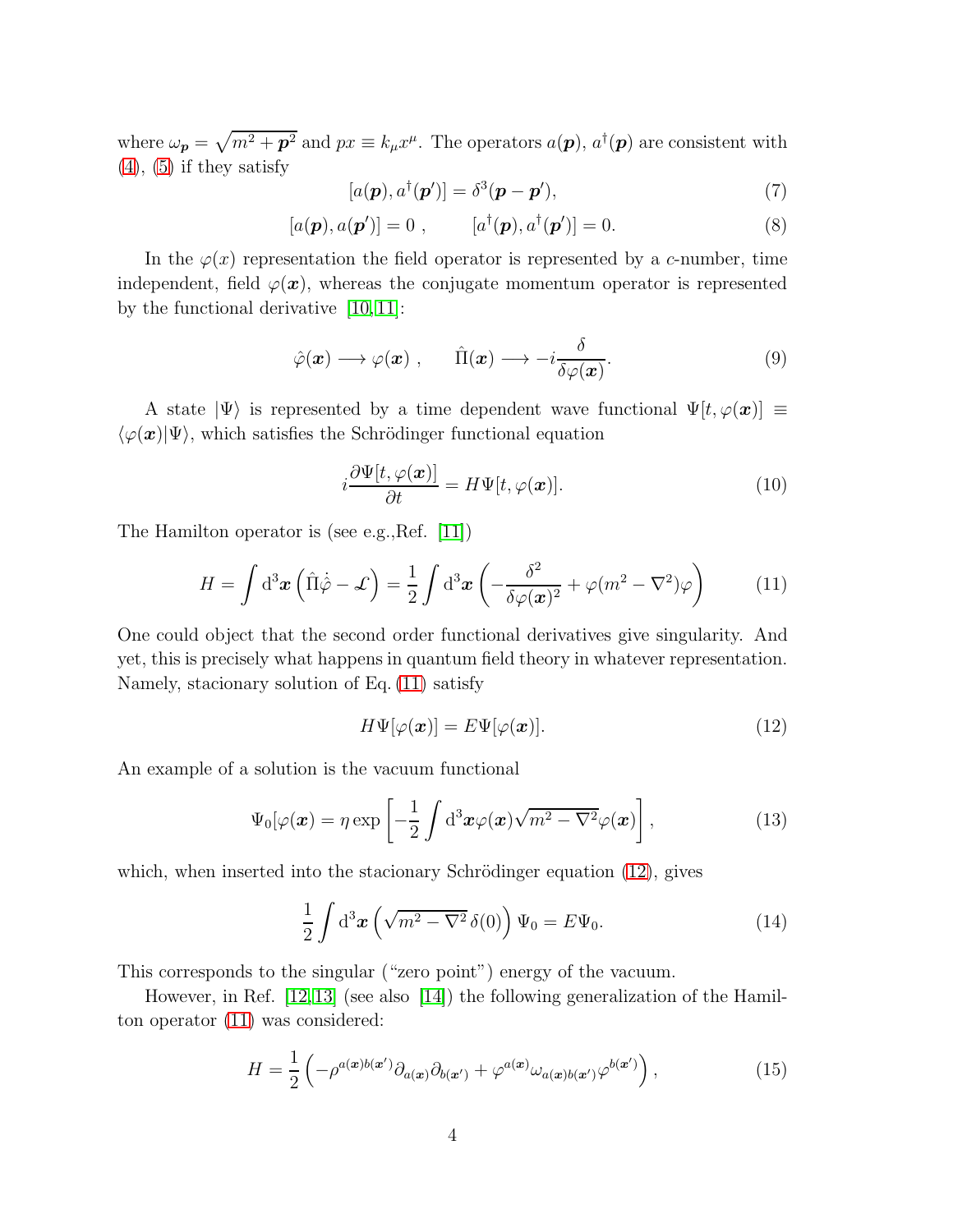where $\omega_{\boldsymbol{p}} = \sqrt{m^2 + \boldsymbol{p}^2}$ and $px \equiv k_\mu x^\mu$. The operators $a(\boldsymbol{p})$, $a^\dagger(\boldsymbol{p})$ are consistent with (4), (5) if they satisfy

$$[a(\boldsymbol{p}), a^\dagger(\boldsymbol{p}')] = \delta^3(\boldsymbol{p} - \boldsymbol{p}'), \tag{7}$$

$$[a(\boldsymbol{p}), a(\boldsymbol{p}')] = 0 \ , \qquad [a^\dagger(\boldsymbol{p}), a^\dagger(\boldsymbol{p}')] = 0. \tag{8}$$

In the $\varphi(x)$ representation the field operator is represented by a $c$-number, time independent, field $\varphi(\boldsymbol{x})$, whereas the conjugate momentum operator is represented by the functional derivative [10,11]:

$$\hat{\varphi}(\boldsymbol{x}) \longrightarrow \varphi(\boldsymbol{x}) \ , \qquad \hat{\Pi}(\boldsymbol{x}) \longrightarrow -i\frac{\delta}{\delta\varphi(\boldsymbol{x})}. \tag{9}$$

A state $|\Psi\rangle$ is represented by a time dependent wave functional $\Psi[t, \varphi(\boldsymbol{x})] \equiv \langle\varphi(\boldsymbol{x})|\Psi\rangle$, which satisfies the Schrödinger functional equation

$$i\frac{\partial\Psi[t, \varphi(\boldsymbol{x})]}{\partial t} = H\Psi[t, \varphi(\boldsymbol{x})]. \tag{10}$$

The Hamilton operator is (see e.g.,Ref. [11])

$$H = \int \mathrm{d}^3\boldsymbol{x} \left(\hat{\Pi}\dot{\hat{\varphi}} - \mathcal{L}\right) = \frac{1}{2}\int \mathrm{d}^3\boldsymbol{x}\left(-\frac{\delta^2}{\delta\varphi(\boldsymbol{x})^2} + \varphi(m^2 - \nabla^2)\varphi\right) \tag{11}$$

One could object that the second order functional derivatives give singularity. And yet, this is precisely what happens in quantum field theory in whatever representation. Namely, stacionary solution of Eq. (11) satisfy

$$H\Psi[\varphi(\boldsymbol{x})] = E\Psi[\varphi(\boldsymbol{x})]. \tag{12}$$

An example of a solution is the vacuum functional

$$\Psi_0[\varphi(\boldsymbol{x}) = \eta \exp\left[-\frac{1}{2}\int \mathrm{d}^3\boldsymbol{x}\varphi(\boldsymbol{x})\sqrt{m^2 - \nabla^2}\varphi(\boldsymbol{x})\right], \tag{13}$$

which, when inserted into the stacionary Schrödinger equation (12), gives

$$\frac{1}{2}\int \mathrm{d}^3\boldsymbol{x}\left(\sqrt{m^2 - \nabla^2}\,\delta(0)\right)\Psi_0 = E\Psi_0. \tag{14}$$

This corresponds to the singular ("zero point") energy of the vacuum.

However, in Ref. [12,13] (see also [14]) the following generalization of the Hamilton operator (11) was considered:

$$H = \frac{1}{2}\left(-\rho^{a(\boldsymbol{x})b(\boldsymbol{x}')}\partial_{a(\boldsymbol{x})}\partial_{b(\boldsymbol{x}')} + \varphi^{a(\boldsymbol{x})}\omega_{a(\boldsymbol{x})b(\boldsymbol{x}')}\varphi^{b(\boldsymbol{x}')}\right), \tag{15}$$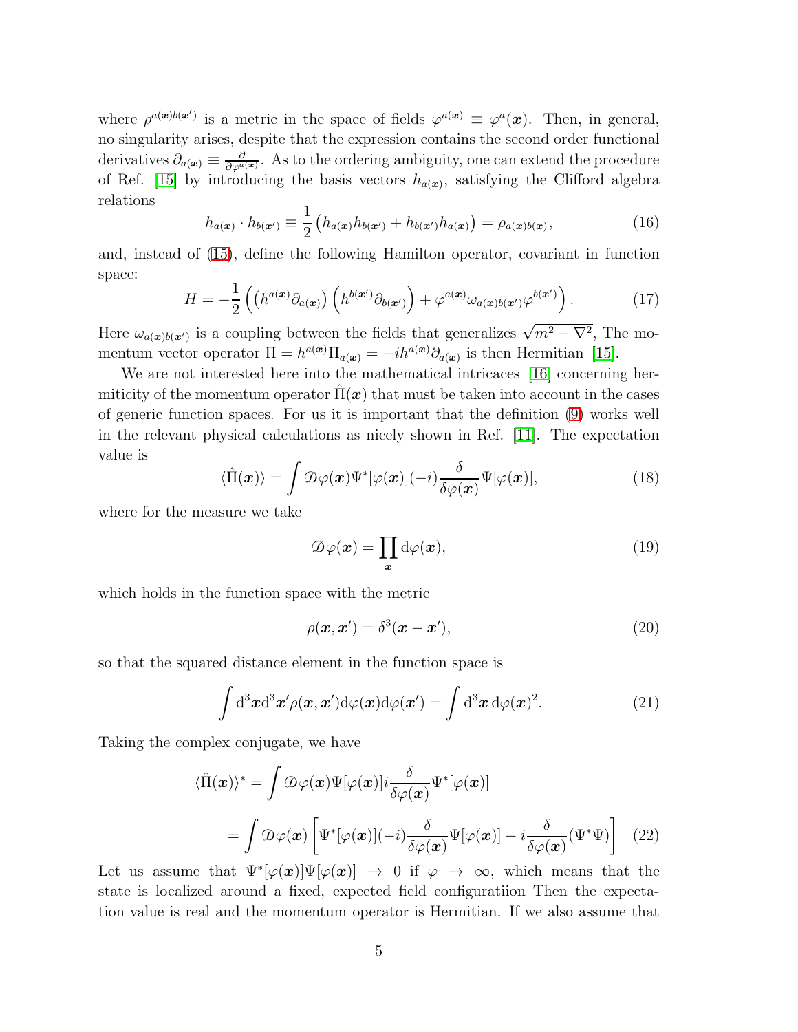where $\rho^{a(\boldsymbol{x})b(\boldsymbol{x}')}$ is a metric in the space of fields $\varphi^{a(\boldsymbol{x})} \equiv \varphi^a(\boldsymbol{x})$. Then, in general, no singularity arises, despite that the expression contains the second order functional derivatives $\partial_{a(\boldsymbol{x})} \equiv \frac{\partial}{\partial \varphi^{a(\boldsymbol{x})}}$. As to the ordering ambiguity, one can extend the procedure of Ref. [15] by introducing the basis vectors $h_{a(\boldsymbol{x})}$, satisfying the Clifford algebra relations

$$h_{a(\boldsymbol{x})} \cdot h_{b(\boldsymbol{x}')} \equiv \frac{1}{2}\left(h_{a(\boldsymbol{x})} h_{b(\boldsymbol{x}')} + h_{b(\boldsymbol{x}')} h_{a(\boldsymbol{x})}\right) = \rho_{a(\boldsymbol{x})b(\boldsymbol{x})}, \tag{16}$$

and, instead of (15), define the following Hamilton operator, covariant in function space:

$$H = -\frac{1}{2}\left(\left(h^{a(\boldsymbol{x})}\partial_{a(\boldsymbol{x})}\right)\left(h^{b(\boldsymbol{x}')}\partial_{b(\boldsymbol{x}')}\right) + \varphi^{a(\boldsymbol{x})}\omega_{a(\boldsymbol{x})b(\boldsymbol{x}')}\varphi^{b(\boldsymbol{x}')}\right). \tag{17}$$

Here $\omega_{a(\boldsymbol{x})b(\boldsymbol{x}')}$ is a coupling between the fields that generalizes $\sqrt{m^2 - \nabla^2}$, The momentum vector operator $\Pi = h^{a(\boldsymbol{x})}\Pi_{a(\boldsymbol{x})} = -ih^{a(\boldsymbol{x})}\partial_{a(\boldsymbol{x})}$ is then Hermitian [15].

We are not interested here into the mathematical intricacies [16] concerning hermiticity of the momentum operator $\hat{\Pi}(\boldsymbol{x})$ that must be taken into account in the cases of generic function spaces. For us it is important that the definition (9) works well in the relevant physical calculations as nicely shown in Ref. [11]. The expectation value is

$$\langle \hat{\Pi}(\boldsymbol{x}) \rangle = \int \mathcal{D}\varphi(\boldsymbol{x}) \Psi^*[\varphi(\boldsymbol{x})](-i)\frac{\delta}{\delta\varphi(\boldsymbol{x})}\Psi[\varphi(\boldsymbol{x})], \tag{18}$$

where for the measure we take

$$\mathcal{D}\varphi(\boldsymbol{x}) = \prod_{\boldsymbol{x}} \mathrm{d}\varphi(\boldsymbol{x}), \tag{19}$$

which holds in the function space with the metric

$$\rho(\boldsymbol{x}, \boldsymbol{x}') = \delta^3(\boldsymbol{x} - \boldsymbol{x}'), \tag{20}$$

so that the squared distance element in the function space is

$$\int \mathrm{d}^3\boldsymbol{x}\mathrm{d}^3\boldsymbol{x}' \rho(\boldsymbol{x}, \boldsymbol{x}')\mathrm{d}\varphi(\boldsymbol{x})\mathrm{d}\varphi(\boldsymbol{x}') = \int \mathrm{d}^3\boldsymbol{x}\, \mathrm{d}\varphi(\boldsymbol{x})^2. \tag{21}$$

Taking the complex conjugate, we have

$$\begin{aligned}
\langle \hat{\Pi}(\boldsymbol{x}) \rangle^* &= \int \mathcal{D}\varphi(\boldsymbol{x}) \Psi[\varphi(\boldsymbol{x})] i \frac{\delta}{\delta\varphi(\boldsymbol{x})}\Psi^*[\varphi(\boldsymbol{x})] \\
&= \int \mathcal{D}\varphi(\boldsymbol{x}) \left[\Psi^*[\varphi(\boldsymbol{x})](-i)\frac{\delta}{\delta\varphi(\boldsymbol{x})}\Psi[\varphi(\boldsymbol{x})] - i\frac{\delta}{\delta\varphi(\boldsymbol{x})}(\Psi^*\Psi)\right]
\end{aligned} \tag{22}$$

Let us assume that $\Psi^*[\varphi(\boldsymbol{x})]\Psi[\varphi(\boldsymbol{x})] \rightarrow 0$ if $\varphi \rightarrow \infty$, which means that the state is localized around a fixed, expected field configuratiion Then the expectation value is real and the momentum operator is Hermitian. If we also assume that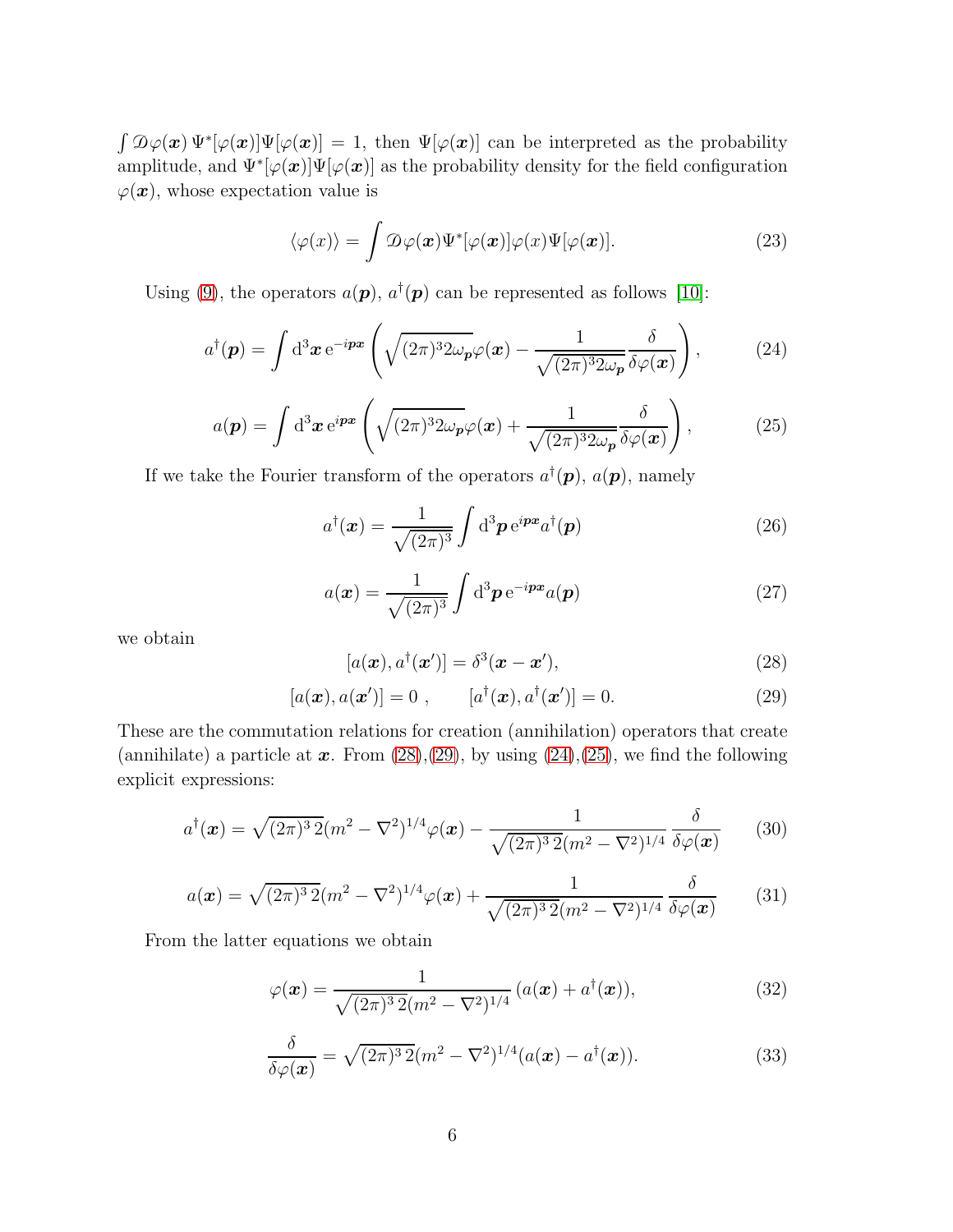$\int \mathscr{D}\varphi(\boldsymbol{x})\, \Psi^*[\varphi(\boldsymbol{x})]\Psi[\varphi(\boldsymbol{x})] = 1$, then $\Psi[\varphi(\boldsymbol{x})]$ can be interpreted as the probability amplitude, and $\Psi^*[\varphi(\boldsymbol{x})]\Psi[\varphi(\boldsymbol{x})]$ as the probability density for the field configuration $\varphi(\boldsymbol{x})$, whose expectation value is

$$\langle \varphi(x) \rangle = \int \mathscr{D}\varphi(\boldsymbol{x}) \Psi^*[\varphi(\boldsymbol{x})]\varphi(x)\Psi[\varphi(\boldsymbol{x})]. \tag{23}$$

Using (9), the operators $a(\boldsymbol{p})$, $a^\dagger(\boldsymbol{p})$ can be represented as follows [10]:

$$a^\dagger(\boldsymbol{p}) = \int \mathrm{d}^3\boldsymbol{x}\, \mathrm{e}^{-i\boldsymbol{p}\boldsymbol{x}} \left( \sqrt{(2\pi)^3 2\omega_{\boldsymbol{p}}}\varphi(\boldsymbol{x}) - \frac{1}{\sqrt{(2\pi)^3 2\omega_{\boldsymbol{p}}}} \frac{\delta}{\delta\varphi(\boldsymbol{x})} \right), \tag{24}$$

$$a(\boldsymbol{p}) = \int \mathrm{d}^3\boldsymbol{x}\, \mathrm{e}^{i\boldsymbol{p}\boldsymbol{x}} \left( \sqrt{(2\pi)^3 2\omega_{\boldsymbol{p}}}\varphi(\boldsymbol{x}) + \frac{1}{\sqrt{(2\pi)^3 2\omega_{\boldsymbol{p}}}} \frac{\delta}{\delta\varphi(\boldsymbol{x})} \right), \tag{25}$$

If we take the Fourier transform of the operators $a^\dagger(\boldsymbol{p})$, $a(\boldsymbol{p})$, namely

$$a^\dagger(\boldsymbol{x}) = \frac{1}{\sqrt{(2\pi)^3}} \int \mathrm{d}^3\boldsymbol{p}\, \mathrm{e}^{i\boldsymbol{p}\boldsymbol{x}} a^\dagger(\boldsymbol{p}) \tag{26}$$

$$a(\boldsymbol{x}) = \frac{1}{\sqrt{(2\pi)^3}} \int \mathrm{d}^3\boldsymbol{p}\, \mathrm{e}^{-i\boldsymbol{p}\boldsymbol{x}} a(\boldsymbol{p}) \tag{27}$$

we obtain

$$[a(\boldsymbol{x}), a^\dagger(\boldsymbol{x}')] = \delta^3(\boldsymbol{x} - \boldsymbol{x}'), \tag{28}$$

$$[a(\boldsymbol{x}), a(\boldsymbol{x}')] = 0 \ , \qquad [a^\dagger(\boldsymbol{x}), a^\dagger(\boldsymbol{x}')] = 0. \tag{29}$$

These are the commutation relations for creation (annihilation) operators that create (annihilate) a particle at $\boldsymbol{x}$. From (28),(29), by using (24),(25), we find the following explicit expressions:

$$a^\dagger(\boldsymbol{x}) = \sqrt{(2\pi)^3\, 2}(m^2 - \nabla^2)^{1/4}\varphi(\boldsymbol{x}) - \frac{1}{\sqrt{(2\pi)^3\, 2}(m^2 - \nabla^2)^{1/4}} \frac{\delta}{\delta\varphi(\boldsymbol{x})} \tag{30}$$

$$a(\boldsymbol{x}) = \sqrt{(2\pi)^3\, 2}(m^2 - \nabla^2)^{1/4}\varphi(\boldsymbol{x}) + \frac{1}{\sqrt{(2\pi)^3\, 2}(m^2 - \nabla^2)^{1/4}} \frac{\delta}{\delta\varphi(\boldsymbol{x})} \tag{31}$$

From the latter equations we obtain

$$\varphi(\boldsymbol{x}) = \frac{1}{\sqrt{(2\pi)^3\, 2}(m^2 - \nabla^2)^{1/4}} (a(\boldsymbol{x}) + a^\dagger(\boldsymbol{x})), \tag{32}$$

$$\frac{\delta}{\delta\varphi(\boldsymbol{x})} = \sqrt{(2\pi)^3\, 2}(m^2 - \nabla^2)^{1/4}(a(\boldsymbol{x}) - a^\dagger(\boldsymbol{x})). \tag{33}$$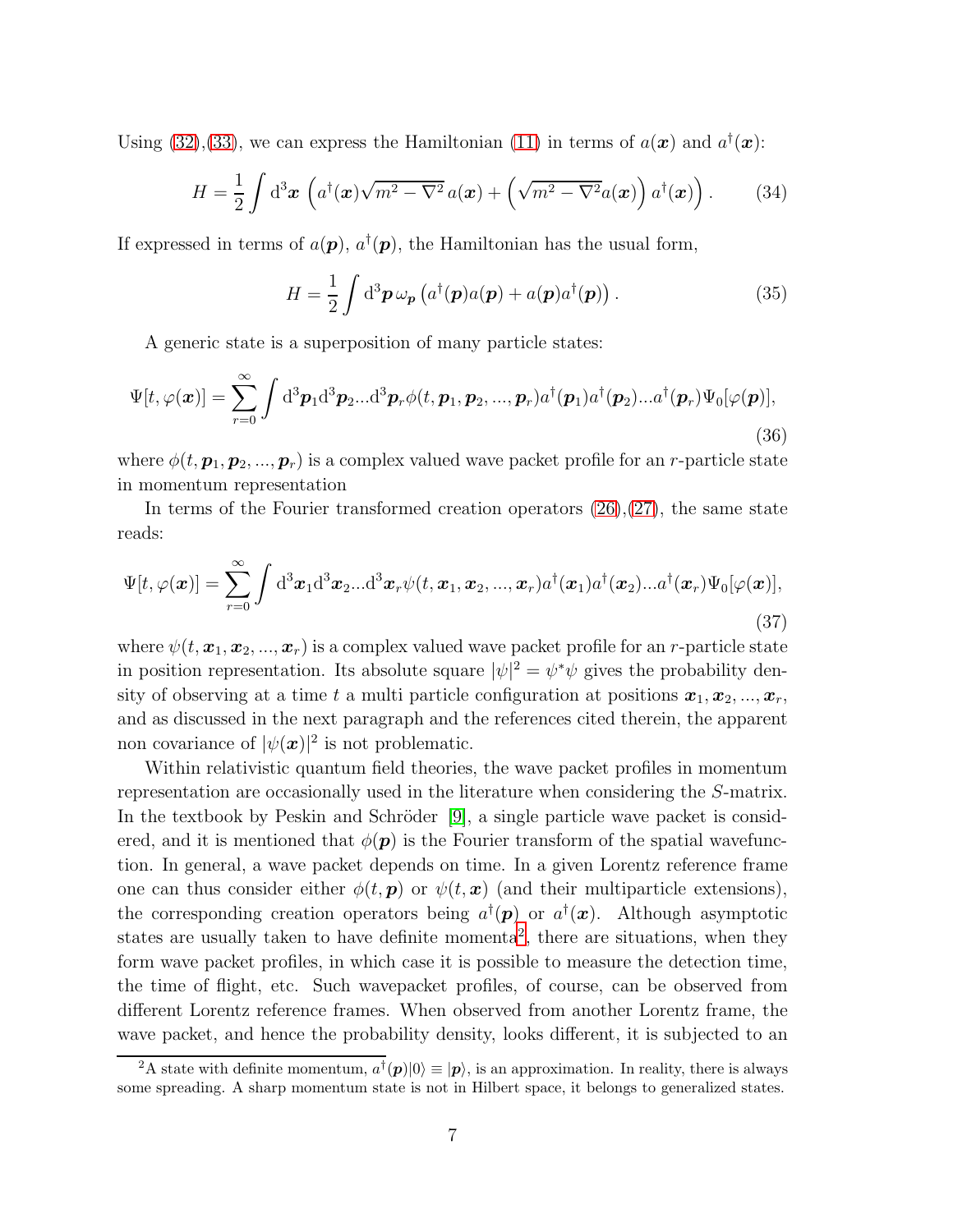Using (32),(33), we can express the Hamiltonian (11) in terms of $a(\boldsymbol{x})$ and $a^\dagger(\boldsymbol{x})$:

$$H = \frac{1}{2} \int \mathrm{d}^3\boldsymbol{x} \, \left( a^\dagger(\boldsymbol{x}) \sqrt{m^2 - \nabla^2} \, a(\boldsymbol{x}) + \left( \sqrt{m^2 - \nabla^2} a(\boldsymbol{x}) \right) a^\dagger(\boldsymbol{x}) \right) . \tag{34}$$

If expressed in terms of $a(\boldsymbol{p})$, $a^\dagger(\boldsymbol{p})$, the Hamiltonian has the usual form,

$$H = \frac{1}{2} \int \mathrm{d}^3\boldsymbol{p} \, \omega_{\boldsymbol{p}} \left( a^\dagger(\boldsymbol{p}) a(\boldsymbol{p}) + a(\boldsymbol{p}) a^\dagger(\boldsymbol{p}) \right) . \tag{35}$$

A generic state is a superposition of many particle states:

$$\Psi[t, \varphi(\boldsymbol{x})] = \sum_{r=0}^{\infty} \int \mathrm{d}^3\boldsymbol{p}_1 \mathrm{d}^3\boldsymbol{p}_2 ... \mathrm{d}^3\boldsymbol{p}_r \phi(t, \boldsymbol{p}_1, \boldsymbol{p}_2, ..., \boldsymbol{p}_r) a^\dagger(\boldsymbol{p}_1) a^\dagger(\boldsymbol{p}_2) ... a^\dagger(\boldsymbol{p}_r) \Psi_0[\varphi(\boldsymbol{p})], \tag{36}$$

where $\phi(t, \boldsymbol{p}_1, \boldsymbol{p}_2, ..., \boldsymbol{p}_r)$ is a complex valued wave packet profile for an $r$-particle state in momentum representation

In terms of the Fourier transformed creation operators (26),(27), the same state reads:

$$\Psi[t, \varphi(\boldsymbol{x})] = \sum_{r=0}^{\infty} \int \mathrm{d}^3\boldsymbol{x}_1 \mathrm{d}^3\boldsymbol{x}_2 ... \mathrm{d}^3\boldsymbol{x}_r \psi(t, \boldsymbol{x}_1, \boldsymbol{x}_2, ..., \boldsymbol{x}_r) a^\dagger(\boldsymbol{x}_1) a^\dagger(\boldsymbol{x}_2) ... a^\dagger(\boldsymbol{x}_r) \Psi_0[\varphi(\boldsymbol{x})], \tag{37}$$

where $\psi(t, \boldsymbol{x}_1, \boldsymbol{x}_2, ..., \boldsymbol{x}_r)$ is a complex valued wave packet profile for an $r$-particle state in position representation. Its absolute square $|\psi|^2 = \psi^* \psi$ gives the probability density of observing at a time $t$ a multi particle configuration at positions $\boldsymbol{x}_1, \boldsymbol{x}_2, ..., \boldsymbol{x}_r$, and as discussed in the next paragraph and the references cited therein, the apparent non covariance of $|\psi(\boldsymbol{x})|^2$ is not problematic.

Within relativistic quantum field theories, the wave packet profiles in momentum representation are occasionally used in the literature when considering the $S$-matrix. In the textbook by Peskin and Schröder [9], a single particle wave packet is considered, and it is mentioned that $\phi(\boldsymbol{p})$ is the Fourier transform of the spatial wavefunction. In general, a wave packet depends on time. In a given Lorentz reference frame one can thus consider either $\phi(t, \boldsymbol{p})$ or $\psi(t, \boldsymbol{x})$ (and their multiparticle extensions), the corresponding creation operators being $a^\dagger(\boldsymbol{p})$ or $a^\dagger(\boldsymbol{x})$. Although asymptotic states are usually taken to have definite momenta[2], there are situations, when they form wave packet profiles, in which case it is possible to measure the detection time, the time of flight, etc. Such wavepacket profiles, of course, can be observed from different Lorentz reference frames. When observed from another Lorentz frame, the wave packet, and hence the probability density, looks different, it is subjected to an

[2] A state with definite momentum, $a^\dagger(\boldsymbol{p})|0\rangle \equiv |\boldsymbol{p}\rangle$, is an approximation. In reality, there is always some spreading. A sharp momentum state is not in Hilbert space, it belongs to generalized states.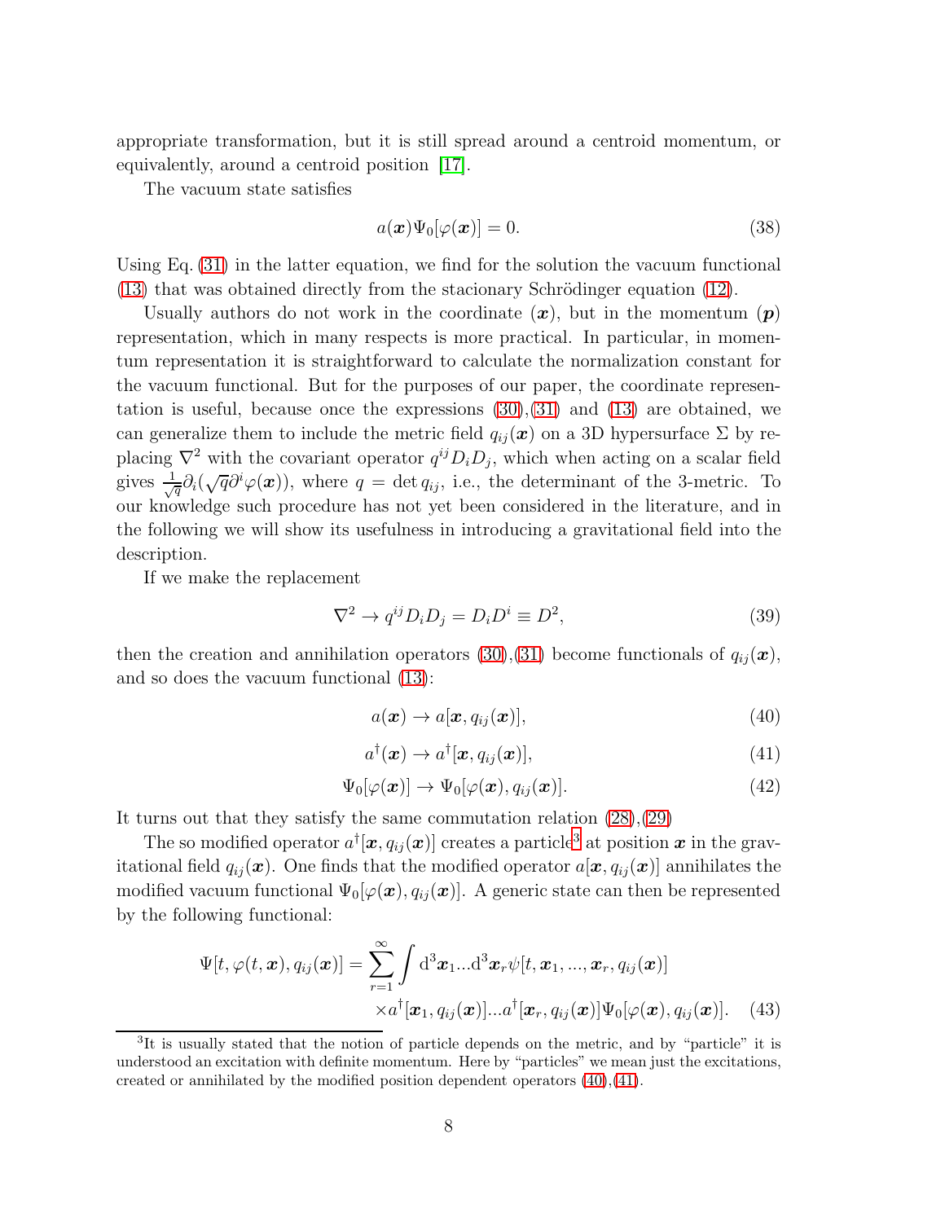appropriate transformation, but it is still spread around a centroid momentum, or equivalently, around a centroid position [17].

The vacuum state satisfies

$$a(\boldsymbol{x})\Psi_0[\varphi(\boldsymbol{x})] = 0. \tag{38}$$

Using Eq. (31) in the latter equation, we find for the solution the vacuum functional (13) that was obtained directly from the stacionary Schrödinger equation (12).

Usually authors do not work in the coordinate ($\boldsymbol{x}$), but in the momentum ($\boldsymbol{p}$) representation, which in many respects is more practical. In particular, in momentum representation it is straightforward to calculate the normalization constant for the vacuum functional. But for the purposes of our paper, the coordinate representation is useful, because once the expressions (30),(31) and (13) are obtained, we can generalize them to include the metric field $q_{ij}(\boldsymbol{x})$ on a 3D hypersurface $\Sigma$ by replacing $\nabla^2$ with the covariant operator $q^{ij}D_iD_j$, which when acting on a scalar field gives $\frac{1}{\sqrt{q}}\partial_i(\sqrt{q}\partial^i\varphi(\boldsymbol{x}))$, where $q = \det q_{ij}$, i.e., the determinant of the 3-metric. To our knowledge such procedure has not yet been considered in the literature, and in the following we will show its usefulness in introducing a gravitational field into the description.

If we make the replacement

$$\nabla^2 \to q^{ij}D_iD_j = D_iD^i \equiv D^2, \tag{39}$$

then the creation and annihilation operators (30),(31) become functionals of $q_{ij}(\boldsymbol{x})$, and so does the vacuum functional (13):

$$a(\boldsymbol{x}) \to a[\boldsymbol{x}, q_{ij}(\boldsymbol{x})], \tag{40}$$

$$a^\dagger(\boldsymbol{x}) \to a^\dagger[\boldsymbol{x}, q_{ij}(\boldsymbol{x})], \tag{41}$$

$$\Psi_0[\varphi(\boldsymbol{x})] \to \Psi_0[\varphi(\boldsymbol{x}), q_{ij}(\boldsymbol{x})]. \tag{42}$$

It turns out that they satisfy the same commutation relation (28),(29)

The so modified operator $a^\dagger[\boldsymbol{x}, q_{ij}(\boldsymbol{x})]$ creates a particle[3] at position $\boldsymbol{x}$ in the gravitational field $q_{ij}(\boldsymbol{x})$. One finds that the modified operator $a[\boldsymbol{x}, q_{ij}(\boldsymbol{x})]$ annihilates the modified vacuum functional $\Psi_0[\varphi(\boldsymbol{x}), q_{ij}(\boldsymbol{x})]$. A generic state can then be represented by the following functional:

$$\Psi[t, \varphi(t,\boldsymbol{x}), q_{ij}(\boldsymbol{x})] = \sum_{r=1}^{\infty} \int \mathrm{d}^3\boldsymbol{x}_1 ... \mathrm{d}^3\boldsymbol{x}_r \psi[t, \boldsymbol{x}_1, ..., \boldsymbol{x}_r, q_{ij}(\boldsymbol{x})] \times a^\dagger[\boldsymbol{x}_1, q_{ij}(\boldsymbol{x})]...a^\dagger[\boldsymbol{x}_r, q_{ij}(\boldsymbol{x})]\Psi_0[\varphi(\boldsymbol{x}), q_{ij}(\boldsymbol{x})]. \tag{43}$$

[3] It is usually stated that the notion of particle depends on the metric, and by "particle" it is understood an excitation with definite momentum. Here by "particles" we mean just the excitations, created or annihilated by the modified position dependent operators (40),(41).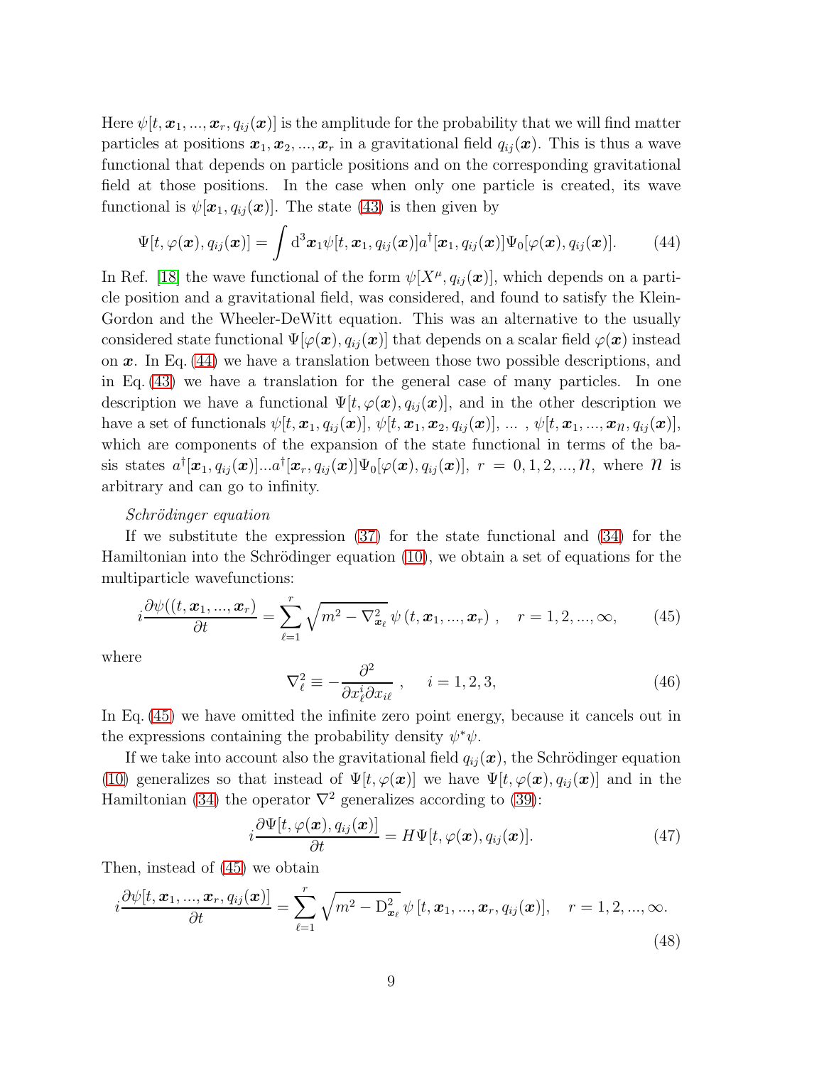Here $\psi[t, \boldsymbol{x}_1, ..., \boldsymbol{x}_r, q_{ij}(\boldsymbol{x})]$ is the amplitude for the probability that we will find matter particles at positions $\boldsymbol{x}_1, \boldsymbol{x}_2, ..., \boldsymbol{x}_r$ in a gravitational field $q_{ij}(\boldsymbol{x})$. This is thus a wave functional that depends on particle positions and on the corresponding gravitational field at those positions. In the case when only one particle is created, its wave functional is $\psi[\boldsymbol{x}_1, q_{ij}(\boldsymbol{x})]$. The state (43) is then given by

$$\Psi[t, \varphi(\boldsymbol{x}), q_{ij}(\boldsymbol{x})] = \int \mathrm{d}^3\boldsymbol{x}_1 \psi[t, \boldsymbol{x}_1, q_{ij}(\boldsymbol{x})] a^\dagger[\boldsymbol{x}_1, q_{ij}(\boldsymbol{x})] \Psi_0[\varphi(\boldsymbol{x}), q_{ij}(\boldsymbol{x})]. \tag{44}$$

In Ref. [18] the wave functional of the form $\psi[X^\mu, q_{ij}(\boldsymbol{x})]$, which depends on a particle position and a gravitational field, was considered, and found to satisfy the Klein-Gordon and the Wheeler-DeWitt equation. This was an alternative to the usually considered state functional $\Psi[\varphi(\boldsymbol{x}), q_{ij}(\boldsymbol{x})]$ that depends on a scalar field $\varphi(\boldsymbol{x})$ instead on $\boldsymbol{x}$. In Eq. (44) we have a translation between those two possible descriptions, and in Eq. (43) we have a translation for the general case of many particles. In one description we have a functional $\Psi[t, \varphi(\boldsymbol{x}), q_{ij}(\boldsymbol{x})]$, and in the other description we have a set of functionals $\psi[t, \boldsymbol{x}_1, q_{ij}(\boldsymbol{x})]$, $\psi[t, \boldsymbol{x}_1, \boldsymbol{x}_2, q_{ij}(\boldsymbol{x})]$, ... , $\psi[t, \boldsymbol{x}_1, ..., \boldsymbol{x}_\mathcal{N}, q_{ij}(\boldsymbol{x})]$, which are components of the expansion of the state functional in terms of the basis states $a^\dagger[\boldsymbol{x}_1, q_{ij}(\boldsymbol{x})]...a^\dagger[\boldsymbol{x}_r, q_{ij}(\boldsymbol{x})]\Psi_0[\varphi(\boldsymbol{x}), q_{ij}(\boldsymbol{x})]$, $r = 0, 1, 2, ..., \mathcal{N}$, where $\mathcal{N}$ is arbitrary and can go to infinity.

*Schrödinger equation*

If we substitute the expression (37) for the state functional and (34) for the Hamiltonian into the Schrödinger equation (10), we obtain a set of equations for the multiparticle wavefunctions:

$$i\frac{\partial \psi((t, \boldsymbol{x}_1, ..., \boldsymbol{x}_r)}{\partial t} = \sum_{\ell=1}^{r} \sqrt{m^2 - \nabla^2_{\boldsymbol{x}_\ell}}\, \psi\,(t, \boldsymbol{x}_1, ..., \boldsymbol{x}_r)\,, \quad r = 1, 2, ..., \infty, \tag{45}$$

where

$$\nabla^2_\ell \equiv -\frac{\partial^2}{\partial x^i_\ell \partial x_{i\ell}}\,, \quad i = 1, 2, 3, \tag{46}$$

In Eq. (45) we have omitted the infinite zero point energy, because it cancels out in the expressions containing the probability density $\psi^*\psi$.

If we take into account also the gravitational field $q_{ij}(\boldsymbol{x})$, the Schrödinger equation (10) generalizes so that instead of $\Psi[t, \varphi(\boldsymbol{x})]$ we have $\Psi[t, \varphi(\boldsymbol{x}), q_{ij}(\boldsymbol{x})]$ and in the Hamiltonian (34) the operator $\nabla^2$ generalizes according to (39):

$$i\frac{\partial \Psi[t, \varphi(\boldsymbol{x}), q_{ij}(\boldsymbol{x})]}{\partial t} = H\Psi[t, \varphi(\boldsymbol{x}), q_{ij}(\boldsymbol{x})]. \tag{47}$$

Then, instead of (45) we obtain

$$i\frac{\partial \psi[t, \boldsymbol{x}_1, ..., \boldsymbol{x}_r, q_{ij}(\boldsymbol{x})]}{\partial t} = \sum_{\ell=1}^{r} \sqrt{m^2 - \mathrm{D}^2_{\boldsymbol{x}_\ell}}\, \psi\,[t, \boldsymbol{x}_1, ..., \boldsymbol{x}_r, q_{ij}(\boldsymbol{x})], \quad r = 1, 2, ..., \infty. \tag{48}$$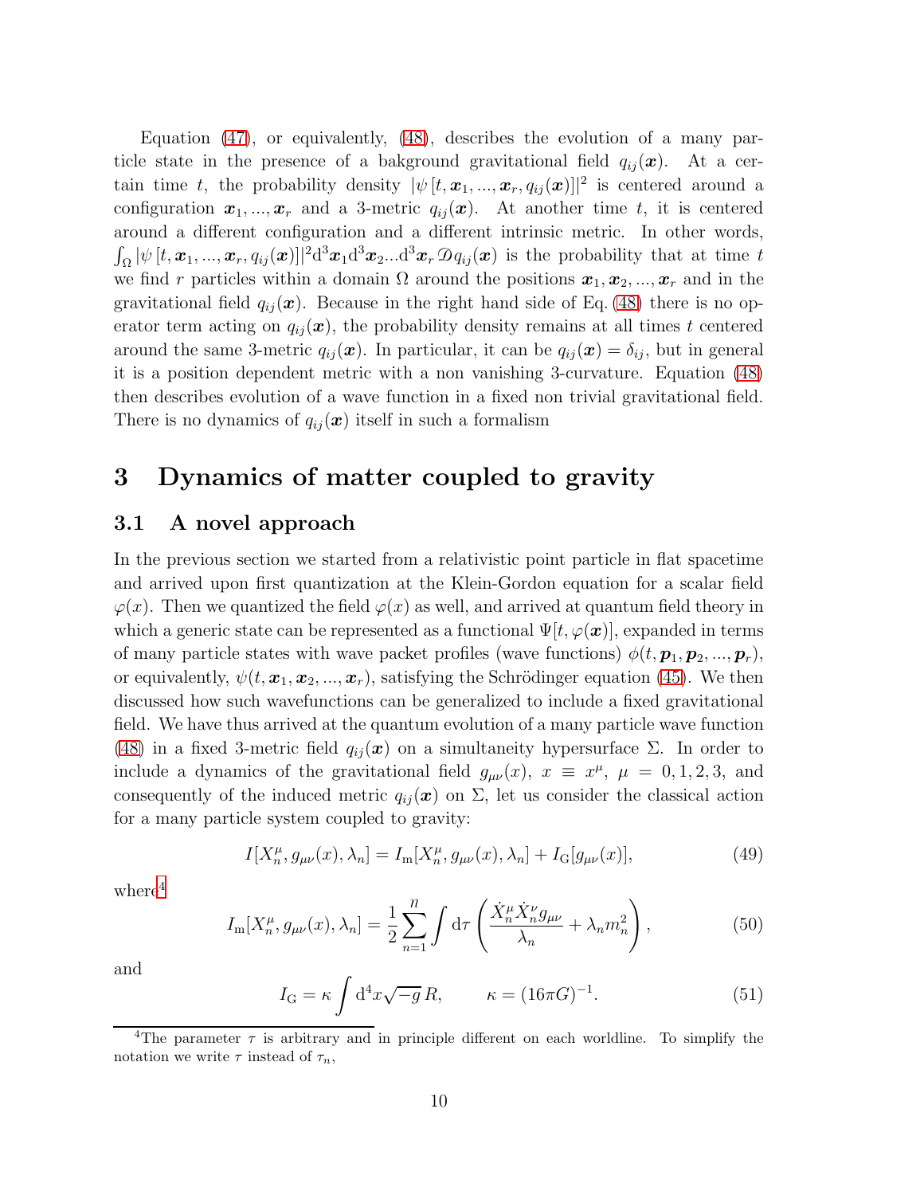Equation (47), or equivalently, (48), describes the evolution of a many particle state in the presence of a bakground gravitational field $q_{ij}(\boldsymbol{x})$. At a certain time $t$, the probability density $|\psi\,[t, \boldsymbol{x}_1, ..., \boldsymbol{x}_r, q_{ij}(\boldsymbol{x})]|^2$ is centered around a configuration $\boldsymbol{x}_1, ..., \boldsymbol{x}_r$ and a 3-metric $q_{ij}(\boldsymbol{x})$. At another time $t$, it is centered around a different configuration and a different intrinsic metric. In other words, $\int_\Omega |\psi\,[t, \boldsymbol{x}_1, ..., \boldsymbol{x}_r, q_{ij}(\boldsymbol{x})]|^2 \mathrm{d}^3\boldsymbol{x}_1 \mathrm{d}^3\boldsymbol{x}_2 ... \mathrm{d}^3\boldsymbol{x}_r \,\mathcal{D}q_{ij}(\boldsymbol{x})$ is the probability that at time $t$ we find $r$ particles within a domain $\Omega$ around the positions $\boldsymbol{x}_1, \boldsymbol{x}_2, ..., \boldsymbol{x}_r$ and in the gravitational field $q_{ij}(\boldsymbol{x})$. Because in the right hand side of Eq. (48) there is no operator term acting on $q_{ij}(\boldsymbol{x})$, the probability density remains at all times $t$ centered around the same 3-metric $q_{ij}(\boldsymbol{x})$. In particular, it can be $q_{ij}(\boldsymbol{x}) = \delta_{ij}$, but in general it is a position dependent metric with a non vanishing 3-curvature. Equation (48) then describes evolution of a wave function in a fixed non trivial gravitational field. There is no dynamics of $q_{ij}(\boldsymbol{x})$ itself in such a formalism

# 3 Dynamics of matter coupled to gravity

## 3.1 A novel approach

In the previous section we started from a relativistic point particle in flat spacetime and arrived upon first quantization at the Klein-Gordon equation for a scalar field $\varphi(x)$. Then we quantized the field $\varphi(x)$ as well, and arrived at quantum field theory in which a generic state can be represented as a functional $\Psi[t, \varphi(\boldsymbol{x})]$, expanded in terms of many particle states with wave packet profiles (wave functions) $\phi(t, \boldsymbol{p}_1, \boldsymbol{p}_2, ..., \boldsymbol{p}_r)$, or equivalently, $\psi(t, \boldsymbol{x}_1, \boldsymbol{x}_2, ..., \boldsymbol{x}_r)$, satisfying the Schrödinger equation (45). We then discussed how such wavefunctions can be generalized to include a fixed gravitational field. We have thus arrived at the quantum evolution of a many particle wave function (48) in a fixed 3-metric field $q_{ij}(\boldsymbol{x})$ on a simultaneity hypersurface $\Sigma$. In order to include a dynamics of the gravitational field $g_{\mu\nu}(x)$, $x \equiv x^\mu$, $\mu = 0, 1, 2, 3$, and consequently of the induced metric $q_{ij}(\boldsymbol{x})$ on $\Sigma$, let us consider the classical action for a many particle system coupled to gravity:

$$I[X_n^\mu, g_{\mu\nu}(x), \lambda_n] = I_{\mathrm{m}}[X_n^\mu, g_{\mu\nu}(x), \lambda_n] + I_{\mathrm{G}}[g_{\mu\nu}(x)], \tag{49}$$

where[4]

$$I_{\mathrm{m}}[X_n^\mu, g_{\mu\nu}(x), \lambda_n] = \frac{1}{2}\sum_{n=1}^{n} \int \mathrm{d}\tau \left( \frac{\dot{X}_n^\mu \dot{X}_n^\nu g_{\mu\nu}}{\lambda_n} + \lambda_n m_n^2 \right), \tag{50}$$

and

$$I_{\mathrm{G}} = \kappa \int \mathrm{d}^4x \sqrt{-g}\, R, \qquad \kappa = (16\pi G)^{-1}. \tag{51}$$

[4] The parameter $\tau$ is arbitrary and in principle different on each worldline. To simplify the notation we write $\tau$ instead of $\tau_n$,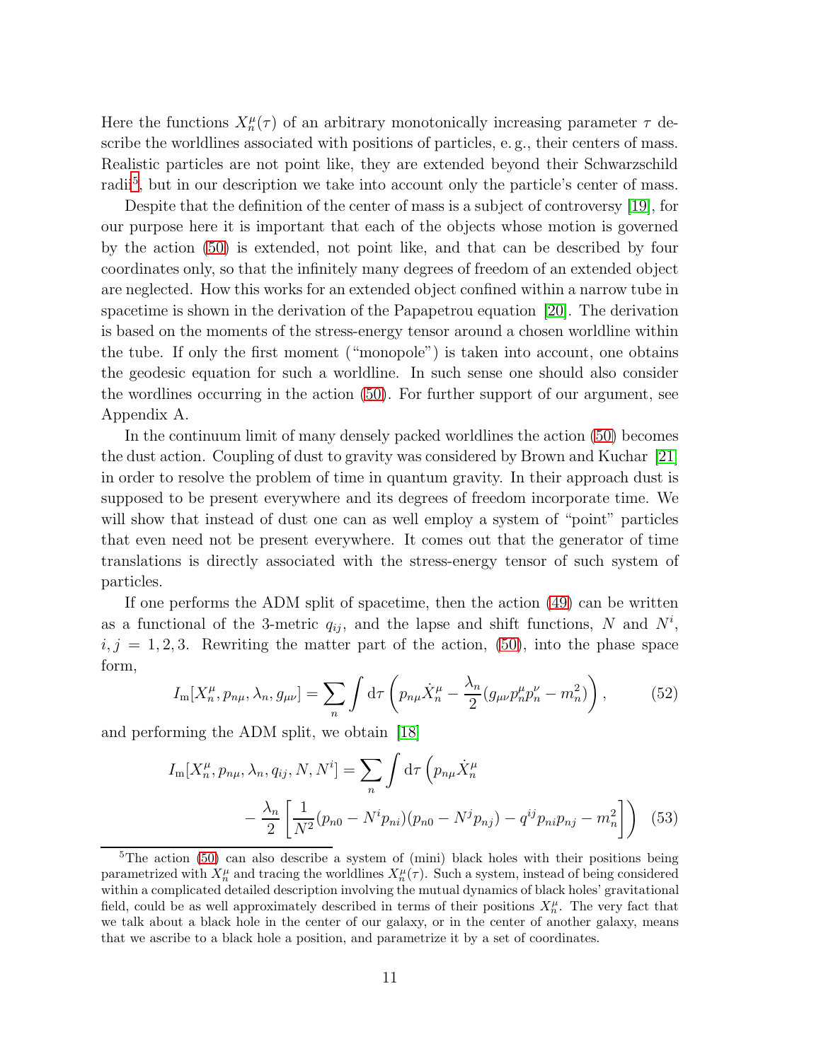Here the functions $X_n^\mu(\tau)$ of an arbitrary monotonically increasing parameter $\tau$ describe the worldlines associated with positions of particles, e. g., their centers of mass. Realistic particles are not point like, they are extended beyond their Schwarzschild radii[5], but in our description we take into account only the particle's center of mass.

Despite that the definition of the center of mass is a subject of controversy [19], for our purpose here it is important that each of the objects whose motion is governed by the action (50) is extended, not point like, and that can be described by four coordinates only, so that the infinitely many degrees of freedom of an extended object are neglected. How this works for an extended object confined within a narrow tube in spacetime is shown in the derivation of the Papapetrou equation [20]. The derivation is based on the moments of the stress-energy tensor around a chosen worldline within the tube. If only the first moment ("monopole") is taken into account, one obtains the geodesic equation for such a worldline. In such sense one should also consider the wordlines occurring in the action (50). For further support of our argument, see Appendix A.

In the continuum limit of many densely packed worldlines the action (50) becomes the dust action. Coupling of dust to gravity was considered by Brown and Kuchar [21] in order to resolve the problem of time in quantum gravity. In their approach dust is supposed to be present everywhere and its degrees of freedom incorporate time. We will show that instead of dust one can as well employ a system of "point" particles that even need not be present everywhere. It comes out that the generator of time translations is directly associated with the stress-energy tensor of such system of particles.

If one performs the ADM split of spacetime, then the action (49) can be written as a functional of the 3-metric $q_{ij}$, and the lapse and shift functions, $N$ and $N^i$, $i,j = 1,2,3$. Rewriting the matter part of the action, (50), into the phase space form,

$$I_{\rm m}[X_n^\mu, p_{n\mu}, \lambda_n, g_{\mu\nu}] = \sum_n \int {\rm d}\tau \left( p_{n\mu}\dot{X}_n^\mu - \frac{\lambda_n}{2}(g_{\mu\nu}p_n^\mu p_n^\nu - m_n^2) \right), \qquad (52)$$

and performing the ADM split, we obtain [18]

$$I_{\rm m}[X_n^\mu, p_{n\mu}, \lambda_n, q_{ij}, N, N^i] = \sum_n \int {\rm d}\tau \Big( p_{n\mu}\dot{X}_n^\mu - \frac{\lambda_n}{2} \left[ \frac{1}{N^2}(p_{n0} - N^i p_{ni})(p_{n0} - N^j p_{nj}) - q^{ij}p_{ni}p_{nj} - m_n^2 \right] \Big) \qquad (53)$$

[5] The action (50) can also describe a system of (mini) black holes with their positions being parametrized with $X_n^\mu$ and tracing the worldlines $X_n^\mu(\tau)$. Such a system, instead of being considered within a complicated detailed description involving the mutual dynamics of black holes' gravitational field, could be as well approximately described in terms of their positions $X_n^\mu$. The very fact that we talk about a black hole in the center of our galaxy, or in the center of another galaxy, means that we ascribe to a black hole a position, and parametrize it by a set of coordinates.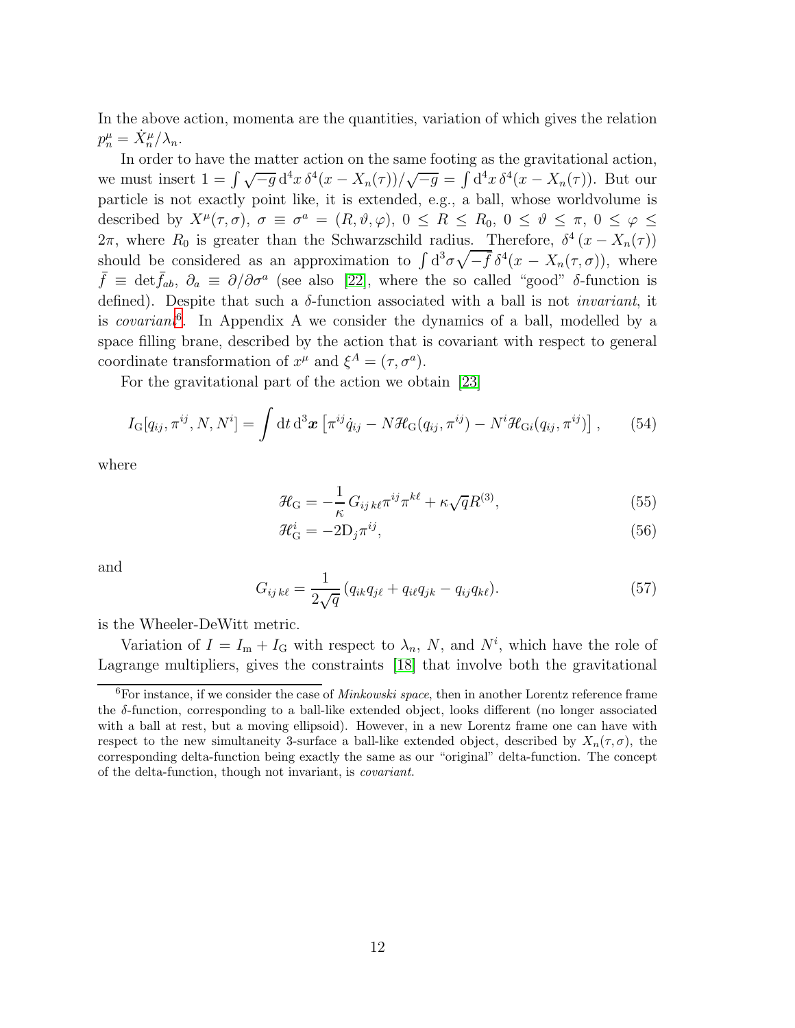In the above action, momenta are the quantities, variation of which gives the relation $p^\mu_n = \dot{X}^\mu_n/\lambda_n$.

In order to have the matter action on the same footing as the gravitational action, we must insert $1 = \int \sqrt{-g}\, \mathrm{d}^4x\, \delta^4(x - X_n(\tau))/\sqrt{-g} = \int \mathrm{d}^4x\, \delta^4(x - X_n(\tau))$. But our particle is not exactly point like, it is extended, e.g., a ball, whose worldvolume is described by $X^\mu(\tau, \sigma)$, $\sigma \equiv \sigma^a = (R, \vartheta, \varphi)$, $0 \le R \le R_0$, $0 \le \vartheta \le \pi$, $0 \le \varphi \le 2\pi$, where $R_0$ is greater than the Schwarzschild radius. Therefore, $\delta^4(x - X_n(\tau))$ should be considered as an approximation to $\int \mathrm{d}^3\sigma \sqrt{-\bar{f}}\, \delta^4(x - X_n(\tau, \sigma))$, where $\bar{f} \equiv \det \bar{f}_{ab}$, $\partial_a \equiv \partial/\partial\sigma^a$ (see also [22], where the so called "good" $\delta$-function is defined). Despite that such a $\delta$-function associated with a ball is not *invariant*, it is *covariant*[6]. In Appendix A we consider the dynamics of a ball, modelled by a space filling brane, described by the action that is covariant with respect to general coordinate transformation of $x^\mu$ and $\xi^A = (\tau, \sigma^a)$.

For the gravitational part of the action we obtain [23]

$$I_\mathrm{G}[q_{ij}, \pi^{ij}, N, N^i] = \int \mathrm{d}t\, \mathrm{d}^3\boldsymbol{x} \left[\pi^{ij}\dot{q}_{ij} - N\mathscr{H}_\mathrm{G}(q_{ij}, \pi^{ij}) - N^i \mathscr{H}_{\mathrm{G}i}(q_{ij}, \pi^{ij})\right], \tag{54}$$

where

$$\mathscr{H}_\mathrm{G} = -\frac{1}{\kappa}\, G_{ij\,k\ell}\pi^{ij}\pi^{k\ell} + \kappa\sqrt{q}R^{(3)}, \tag{55}$$

$$\mathscr{H}^i_\mathrm{G} = -2\mathrm{D}_j \pi^{ij}, \tag{56}$$

and

$$G_{ij\,k\ell} = \frac{1}{2\sqrt{q}}\,(q_{ik}q_{j\ell} + q_{i\ell}q_{jk} - q_{ij}q_{k\ell}). \tag{57}$$

is the Wheeler-DeWitt metric.

Variation of $I = I_\mathrm{m} + I_\mathrm{G}$ with respect to $\lambda_n$, $N$, and $N^i$, which have the role of Lagrange multipliers, gives the constraints [18] that involve both the gravitational

[6] For instance, if we consider the case of *Minkowski space*, then in another Lorentz reference frame the $\delta$-function, corresponding to a ball-like extended object, looks different (no longer associated with a ball at rest, but a moving ellipsoid). However, in a new Lorentz frame one can have with respect to the new simultaneity 3-surface a ball-like extended object, described by $X_n(\tau, \sigma)$, the corresponding delta-function being exactly the same as our "original" delta-function. The concept of the delta-function, though not invariant, is *covariant*.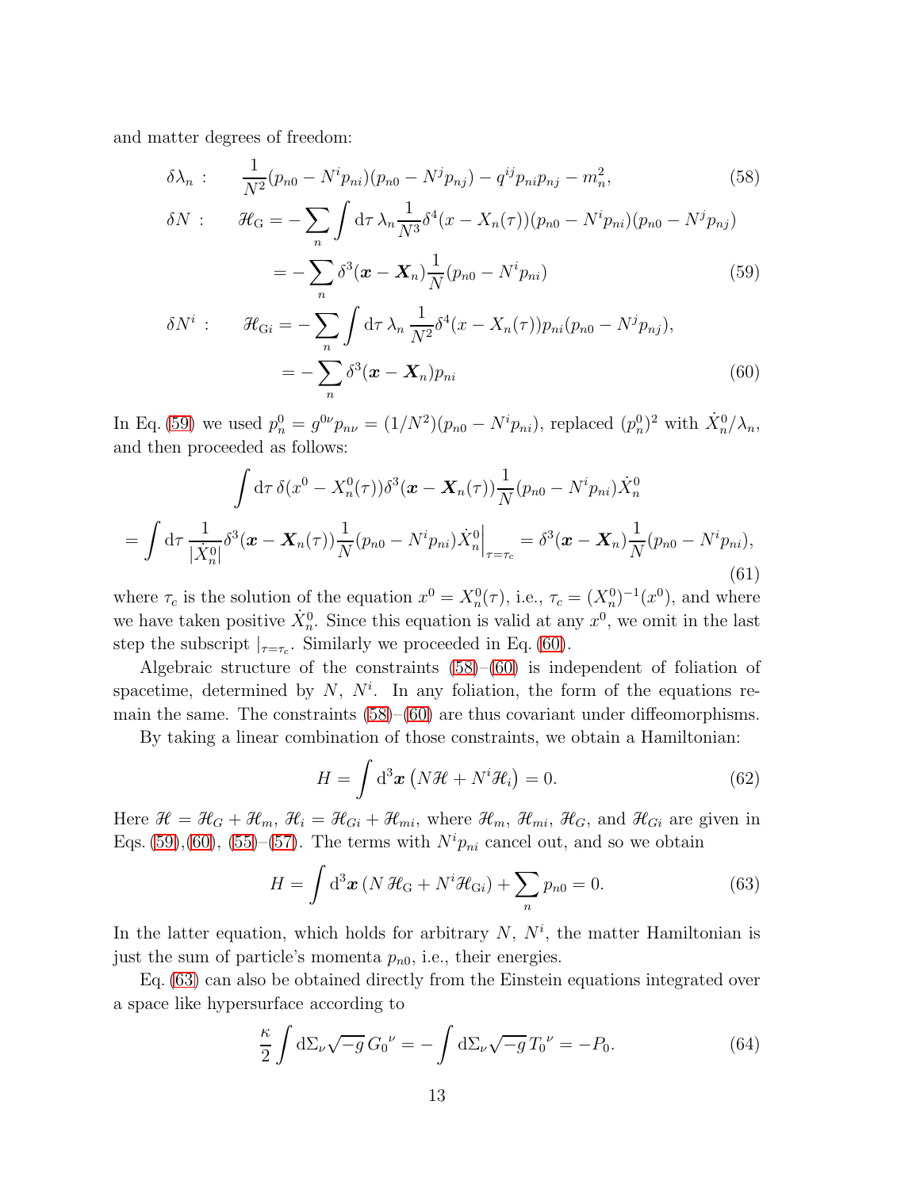and matter degrees of freedom:

$$
\delta\lambda_n : \qquad \frac{1}{N^2}(p_{n0} - N^i p_{ni})(p_{n0} - N^j p_{nj}) - q^{ij} p_{ni} p_{nj} - m_n^2, \tag{58}
$$

$$
\begin{aligned}
\delta N : \qquad \mathcal{H}_{\rm G} &= -\sum_n \int {\rm d}\tau \, \lambda_n \frac{1}{N^3} \delta^4(x - X_n(\tau))(p_{n0} - N^i p_{ni})(p_{n0} - N^j p_{nj}) \\
&= -\sum_n \delta^3(\boldsymbol{x} - \boldsymbol{X}_n) \frac{1}{N}(p_{n0} - N^i p_{ni})
\end{aligned} \tag{59}
$$

$$
\begin{aligned}
\delta N^i : \qquad \mathcal{H}_{{\rm G}i} &= -\sum_n \int {\rm d}\tau \, \lambda_n \frac{1}{N^2} \delta^4(x - X_n(\tau)) p_{ni}(p_{n0} - N^j p_{nj}), \\
&= -\sum_n \delta^3(\boldsymbol{x} - \boldsymbol{X}_n) p_{ni}
\end{aligned} \tag{60}
$$

In Eq. (59) we used $p_n^0 = g^{0\nu} p_{n\nu} = (1/N^2)(p_{n0} - N^i p_{ni})$, replaced $(p_n^0)^2$ with $\dot{X}_n^0/\lambda_n$, and then proceeded as follows:

$$
\begin{aligned}
&\int {\rm d}\tau \, \delta(x^0 - X_n^0(\tau)) \delta^3(\boldsymbol{x} - \boldsymbol{X}_n(\tau)) \frac{1}{N}(p_{n0} - N^i p_{ni}) \dot{X}_n^0 \\
= &\int {\rm d}\tau \, \frac{1}{|\dot{X}_n^0|} \delta^3(\boldsymbol{x} - \boldsymbol{X}_n(\tau)) \frac{1}{N}(p_{n0} - N^i p_{ni}) \dot{X}_n^0 \Big|_{\tau = \tau_c} = \delta^3(\boldsymbol{x} - \boldsymbol{X}_n) \frac{1}{N}(p_{n0} - N^i p_{ni}),
\end{aligned} \tag{61}
$$

where $\tau_c$ is the solution of the equation $x^0 = X_n^0(\tau)$, i.e., $\tau_c = (X_n^0)^{-1}(x^0)$, and where we have taken positive $\dot{X}_n^0$. Since this equation is valid at any $x^0$, we omit in the last step the subscript $|_{\tau=\tau_c}$. Similarly we proceeded in Eq. (60).

Algebraic structure of the constraints (58)–(60) is independent of foliation of spacetime, determined by $N$, $N^i$. In any foliation, the form of the equations remain the same. The constraints (58)–(60) are thus covariant under diffeomorphisms.

By taking a linear combination of those constraints, we obtain a Hamiltonian:

$$
H = \int {\rm d}^3\boldsymbol{x} \left( N\mathcal{H} + N^i \mathcal{H}_i \right) = 0. \tag{62}
$$

Here $\mathcal{H} = \mathcal{H}_G + \mathcal{H}_m$, $\mathcal{H}_i = \mathcal{H}_{Gi} + \mathcal{H}_{mi}$, where $\mathcal{H}_m$, $\mathcal{H}_{mi}$, $\mathcal{H}_G$, and $\mathcal{H}_{Gi}$ are given in Eqs. (59),(60), (55)–(57). The terms with $N^i p_{ni}$ cancel out, and so we obtain

$$
H = \int {\rm d}^3\boldsymbol{x} \, (N \, \mathcal{H}_{\rm G} + N^i \mathcal{H}_{{\rm G}i}) + \sum_n p_{n0} = 0. \tag{63}
$$

In the latter equation, which holds for arbitrary $N$, $N^i$, the matter Hamiltonian is just the sum of particle's momenta $p_{n0}$, i.e., their energies.

Eq. (63) can also be obtained directly from the Einstein equations integrated over a space like hypersurface according to

$$
\frac{\kappa}{2} \int {\rm d}\Sigma_\nu \sqrt{-g} \, G_0{}^\nu = -\int {\rm d}\Sigma_\nu \sqrt{-g} \, T_0{}^\nu = -P_0. \tag{64}
$$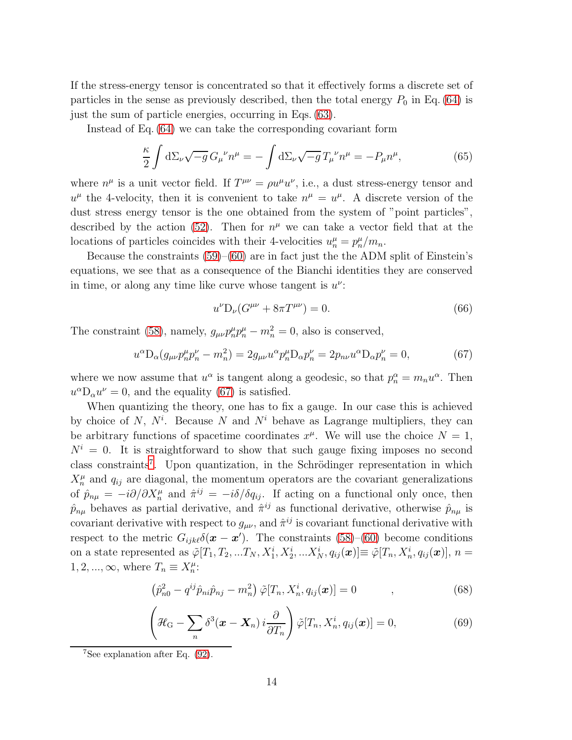If the stress-energy tensor is concentrated so that it effectively forms a discrete set of particles in the sense as previously described, then the total energy $P_0$ in Eq. (64) is just the sum of particle energies, occurring in Eqs. (63).

Instead of Eq. (64) we can take the corresponding covariant form

$$\frac{\kappa}{2}\int \mathrm{d}\Sigma_\nu \sqrt{-g}\, G_\mu{}^\nu n^\mu = -\int \mathrm{d}\Sigma_\nu \sqrt{-g}\, T_\mu{}^\nu n^\mu = -P_\mu n^\mu, \tag{65}$$

where $n^\mu$ is a unit vector field. If $T^{\mu\nu} = \rho u^\mu u^\nu$, i.e., a dust stress-energy tensor and $u^\mu$ the 4-velocity, then it is convenient to take $n^\mu = u^\mu$. A discrete version of the dust stress energy tensor is the one obtained from the system of "point particles", described by the action (52). Then for $n^\mu$ we can take a vector field that at the locations of particles coincides with their 4-velocities $u_n^\mu = p_n^\mu / m_n$.

Because the constraints (59)–(60) are in fact just the the ADM split of Einstein's equations, we see that as a consequence of the Bianchi identities they are conserved in time, or along any time like curve whose tangent is $u^\nu$:

$$u^\nu \mathrm{D}_\nu (G^{\mu\nu} + 8\pi T^{\mu\nu}) = 0. \tag{66}$$

The constraint (58), namely, $g_{\mu\nu} p_n^\mu p_n^\mu - m_n^2 = 0$, also is conserved,

$$u^\alpha \mathrm{D}_\alpha (g_{\mu\nu} p_n^\mu p_n^\nu - m_n^2) = 2 g_{\mu\nu} u^\alpha p_n^\mu \mathrm{D}_\alpha p_n^\nu = 2 p_{n\nu} u^\alpha \mathrm{D}_\alpha p_n^\nu = 0, \tag{67}$$

where we now assume that $u^\alpha$ is tangent along a geodesic, so that $p_n^\alpha = m_n u^\alpha$. Then $u^\alpha \mathrm{D}_\alpha u^\nu = 0$, and the equality (67) is satisfied.

When quantizing the theory, one has to fix a gauge. In our case this is achieved by choice of $N$, $N^i$. Because $N$ and $N^i$ behave as Lagrange multipliers, they can be arbitrary functions of spacetime coordinates $x^\mu$. We will use the choice $N = 1$, $N^i = 0$. It is straightforward to show that such gauge fixing imposes no second class constraints[7]. Upon quantization, in the Schrödinger representation in which $X_n^\mu$ and $q_{ij}$ are diagonal, the momentum operators are the covariant generalizations of $\hat{p}_{n\mu} = -i\partial/\partial X_n^\mu$ and $\hat{\pi}^{ij} = -i\delta/\delta q_{ij}$. If acting on a functional only once, then $\hat{p}_{n\mu}$ behaves as partial derivative, and $\hat{\pi}^{ij}$ as functional derivative, otherwise $\hat{p}_{n\mu}$ is covariant derivative with respect to $g_{\mu\nu}$, and $\hat{\pi}^{ij}$ is covariant functional derivative with respect to the metric $G_{ijk\ell}\delta(\boldsymbol{x} - \boldsymbol{x}')$. The constraints (58)–(60) become conditions on a state represented as $\tilde{\varphi}[T_1, T_2, ... T_N, X_1^i, X_2^i, ... X_N^i, q_{ij}(\boldsymbol{x})] \equiv \tilde{\varphi}[T_n, X_n^i, q_{ij}(\boldsymbol{x})]$, $n = 1, 2, ..., \infty$, where $T_n \equiv X_n^\mu$:

$$\left(\hat{p}_{n0}^2 - q^{ij}\hat{p}_{ni}\hat{p}_{nj} - m_n^2\right)\tilde{\varphi}[T_n, X_n^i, q_{ij}(\boldsymbol{x})] = 0 \qquad , \tag{68}$$

$$\left(\mathcal{H}_\mathrm{G} - \sum_n \delta^3(\boldsymbol{x} - \boldsymbol{X}_n)\, i\frac{\partial}{\partial T_n}\right)\tilde{\varphi}[T_n, X_n^i, q_{ij}(\boldsymbol{x})] = 0, \tag{69}$$

[7] See explanation after Eq. (92).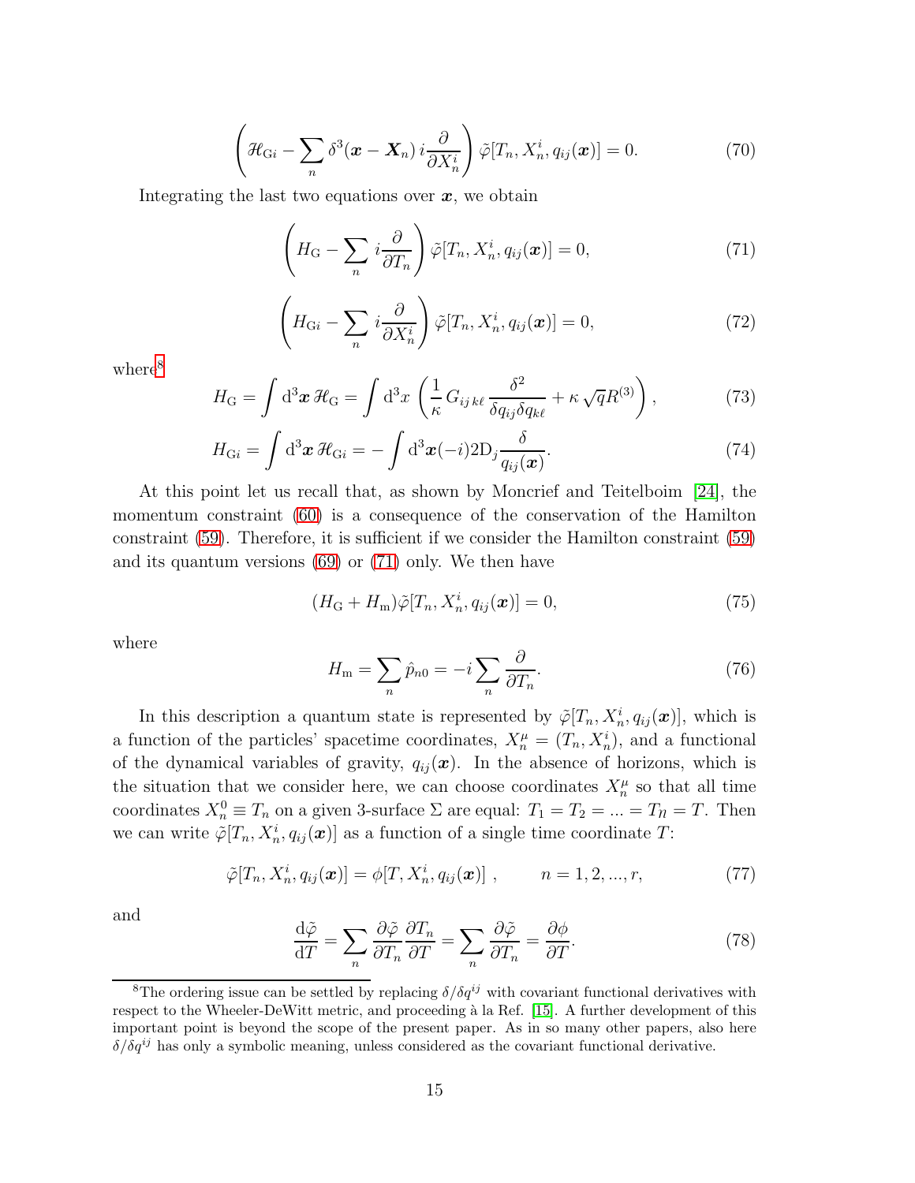$$\left( \mathscr{H}_{\mathrm{G}i} - \sum_n \delta^3(\boldsymbol{x} - \boldsymbol{X}_n)\, i \frac{\partial}{\partial X_n^i} \right) \tilde{\varphi}[T_n, X_n^i, q_{ij}(\boldsymbol{x})] = 0. \tag{70}$$

Integrating the last two equations over $\boldsymbol{x}$, we obtain

$$\left( H_{\mathrm{G}} - \sum_n i \frac{\partial}{\partial T_n} \right) \tilde{\varphi}[T_n, X_n^i, q_{ij}(\boldsymbol{x})] = 0, \tag{71}$$

$$\left( H_{\mathrm{G}i} - \sum_n i \frac{\partial}{\partial X_n^i} \right) \tilde{\varphi}[T_n, X_n^i, q_{ij}(\boldsymbol{x})] = 0, \tag{72}$$

where[8]

$$H_{\mathrm{G}} = \int \mathrm{d}^3\boldsymbol{x}\, \mathscr{H}_{\mathrm{G}} = \int \mathrm{d}^3 x \left( \frac{1}{\kappa} G_{ij\,k\ell} \frac{\delta^2}{\delta q_{ij} \delta q_{k\ell}} + \kappa \sqrt{q} R^{(3)} \right), \tag{73}$$

$$H_{\mathrm{G}i} = \int \mathrm{d}^3\boldsymbol{x}\, \mathscr{H}_{\mathrm{G}i} = - \int \mathrm{d}^3\boldsymbol{x} (-i) 2 \mathrm{D}_j \frac{\delta}{q_{ij}(\boldsymbol{x})}. \tag{74}$$

At this point let us recall that, as shown by Moncrief and Teitelboim [24], the momentum constraint (60) is a consequence of the conservation of the Hamilton constraint (59). Therefore, it is sufficient if we consider the Hamilton constraint (59) and its quantum versions (69) or (71) only. We then have

$$(H_{\mathrm{G}} + H_{\mathrm{m}}) \tilde{\varphi}[T_n, X_n^i, q_{ij}(\boldsymbol{x})] = 0, \tag{75}$$

where

$$H_{\mathrm{m}} = \sum_n \hat{p}_{n0} = -i \sum_n \frac{\partial}{\partial T_n}. \tag{76}$$

In this description a quantum state is represented by $\tilde{\varphi}[T_n, X_n^i, q_{ij}(\boldsymbol{x})]$, which is a function of the particles' spacetime coordinates, $X_n^\mu = (T_n, X_n^i)$, and a functional of the dynamical variables of gravity, $q_{ij}(\boldsymbol{x})$. In the absence of horizons, which is the situation that we consider here, we can choose coordinates $X_n^\mu$ so that all time coordinates $X_n^0 \equiv T_n$ on a given 3-surface $\Sigma$ are equal: $T_1 = T_2 = ... = T_n = T$. Then we can write $\tilde{\varphi}[T_n, X_n^i, q_{ij}(\boldsymbol{x})]$ as a function of a single time coordinate $T$:

$$\tilde{\varphi}[T_n, X_n^i, q_{ij}(\boldsymbol{x})] = \phi[T, X_n^i, q_{ij}(\boldsymbol{x})]\ , \qquad n = 1, 2, ..., r, \tag{77}$$

and

$$\frac{\mathrm{d}\tilde{\varphi}}{\mathrm{d}T} = \sum_n \frac{\partial \tilde{\varphi}}{\partial T_n} \frac{\partial T_n}{\partial T} = \sum_n \frac{\partial \tilde{\varphi}}{\partial T_n} = \frac{\partial \phi}{\partial T}. \tag{78}$$

---

[8] The ordering issue can be settled by replacing $\delta/\delta q^{ij}$ with covariant functional derivatives with respect to the Wheeler-DeWitt metric, and proceeding à la Ref. [15]. A further development of this important point is beyond the scope of the present paper. As in so many other papers, also here $\delta/\delta q^{ij}$ has only a symbolic meaning, unless considered as the covariant functional derivative.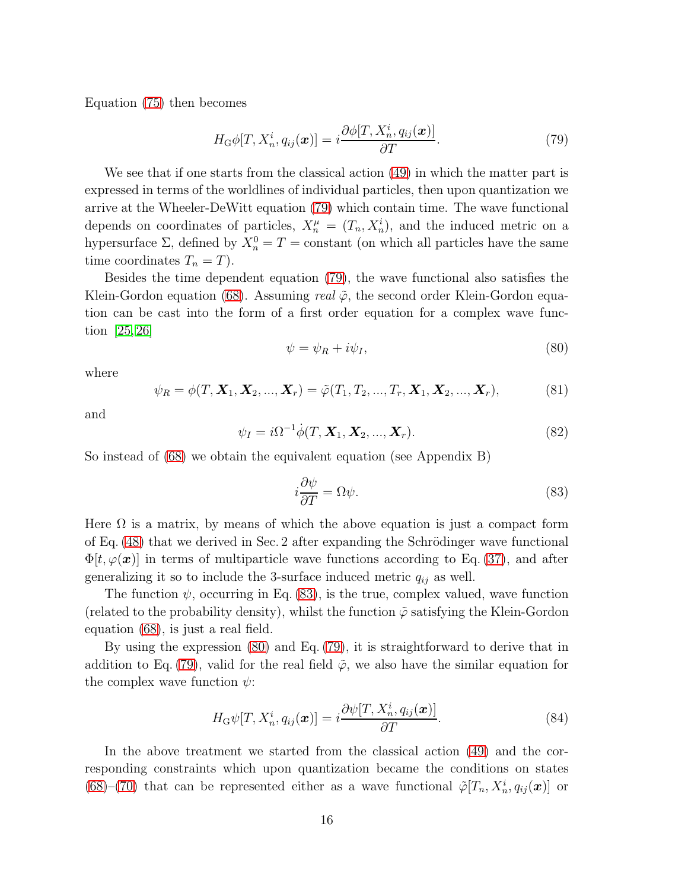Equation (75) then becomes

$$H_{\rm G}\phi[T,X_n^i,q_{ij}(\boldsymbol{x})] = i\frac{\partial\phi[T,X_n^i,q_{ij}(\boldsymbol{x})]}{\partial T}. \tag{79}$$

We see that if one starts from the classical action (49) in which the matter part is expressed in terms of the worldlines of individual particles, then upon quantization we arrive at the Wheeler-DeWitt equation (79) which contain time. The wave functional depends on coordinates of particles, $X_n^\mu = (T_n, X_n^i)$, and the induced metric on a hypersurface $\Sigma$, defined by $X_n^0 = T =$ constant (on which all particles have the same time coordinates $T_n = T$).

Besides the time dependent equation (79), the wave functional also satisfies the Klein-Gordon equation (68). Assuming *real* $\tilde{\varphi}$, the second order Klein-Gordon equation can be cast into the form of a first order equation for a complex wave function [25,26]

$$\psi = \psi_R + i\psi_I, \tag{80}$$

where

$$\psi_R = \phi(T,\boldsymbol{X}_1,\boldsymbol{X}_2,...,\boldsymbol{X}_r) = \tilde{\varphi}(T_1,T_2,...,T_r,\boldsymbol{X}_1,\boldsymbol{X}_2,...,\boldsymbol{X}_r), \tag{81}$$

and

$$\psi_I = i\Omega^{-1}\dot{\phi}(T,\boldsymbol{X}_1,\boldsymbol{X}_2,...,\boldsymbol{X}_r). \tag{82}$$

So instead of (68) we obtain the equivalent equation (see Appendix B)

$$i\frac{\partial\psi}{\partial T} = \Omega\psi. \tag{83}$$

Here $\Omega$ is a matrix, by means of which the above equation is just a compact form of Eq. (48) that we derived in Sec. 2 after expanding the Schrödinger wave functional $\Phi[t,\varphi(\boldsymbol{x})]$ in terms of multiparticle wave functions according to Eq. (37), and after generalizing it so to include the 3-surface induced metric $q_{ij}$ as well.

The function $\psi$, occurring in Eq. (83), is the true, complex valued, wave function (related to the probability density), whilst the function $\tilde{\varphi}$ satisfying the Klein-Gordon equation (68), is just a real field.

By using the expression (80) and Eq. (79), it is straightforward to derive that in addition to Eq. (79), valid for the real field $\tilde{\varphi}$, we also have the similar equation for the complex wave function $\psi$:

$$H_{\rm G}\psi[T,X_n^i,q_{ij}(\boldsymbol{x})] = i\frac{\partial\psi[T,X_n^i,q_{ij}(\boldsymbol{x})]}{\partial T}. \tag{84}$$

In the above treatment we started from the classical action (49) and the corresponding constraints which upon quantization became the conditions on states (68)–(70) that can be represented either as a wave functional $\tilde{\varphi}[T_n,X_n^i,q_{ij}(\boldsymbol{x})]$ or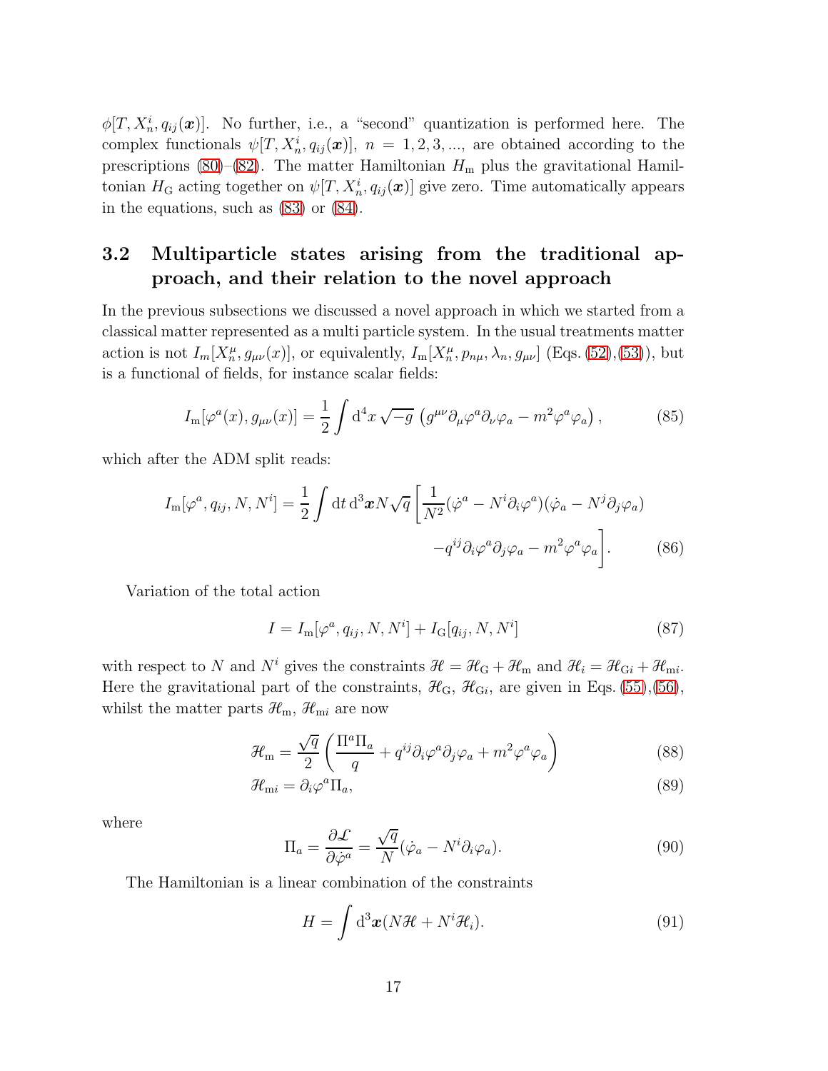$\phi[T, X_n^i, q_{ij}(\boldsymbol{x})]$. No further, i.e., a "second" quantization is performed here. The complex functionals $\psi[T, X_n^i, q_{ij}(\boldsymbol{x})]$, $n = 1, 2, 3, ...$, are obtained according to the prescriptions (80)–(82). The matter Hamiltonian $H_{\rm m}$ plus the gravitational Hamiltonian $H_{\rm G}$ acting together on $\psi[T, X_n^i, q_{ij}(\boldsymbol{x})]$ give zero. Time automatically appears in the equations, such as (83) or (84).

## 3.2 Multiparticle states arising from the traditional approach, and their relation to the novel approach

In the previous subsections we discussed a novel approach in which we started from a classical matter represented as a multi particle system. In the usual treatments matter action is not $I_m[X_n^\mu, g_{\mu\nu}(x)]$, or equivalently, $I_{\rm m}[X_n^\mu, p_{n\mu}, \lambda_n, g_{\mu\nu}]$ (Eqs. (52),(53)), but is a functional of fields, for instance scalar fields:

$$I_{\rm m}[\varphi^a(x), g_{\mu\nu}(x)] = \frac{1}{2}\int {\rm d}^4x \sqrt{-g}\, \left(g^{\mu\nu}\partial_\mu\varphi^a\partial_\nu\varphi_a - m^2\varphi^a\varphi_a\right), \tag{85}$$

which after the ADM split reads:

$$I_{\rm m}[\varphi^a, q_{ij}, N, N^i] = \frac{1}{2}\int {\rm d}t\, {\rm d}^3\boldsymbol{x} N\sqrt{q}\left[\frac{1}{N^2}(\dot{\varphi}^a - N^i\partial_i\varphi^a)(\dot{\varphi}_a - N^j\partial_j\varphi_a) - q^{ij}\partial_i\varphi^a\partial_j\varphi_a - m^2\varphi^a\varphi_a\right]. \tag{86}$$

Variation of the total action

$$I = I_{\rm m}[\varphi^a, q_{ij}, N, N^i] + I_{\rm G}[q_{ij}, N, N^i] \tag{87}$$

with respect to $N$ and $N^i$ gives the constraints $\mathscr{H} = \mathscr{H}_{\rm G} + \mathscr{H}_{\rm m}$ and $\mathscr{H}_i = \mathscr{H}_{{\rm G}i} + \mathscr{H}_{{\rm m}i}$. Here the gravitational part of the constraints, $\mathscr{H}_{\rm G}$, $\mathscr{H}_{{\rm G}i}$, are given in Eqs. (55),(56), whilst the matter parts $\mathscr{H}_{\rm m}$, $\mathscr{H}_{{\rm m}i}$ are now

$$\mathscr{H}_{\rm m} = \frac{\sqrt{q}}{2}\left(\frac{\Pi^a\Pi_a}{q} + q^{ij}\partial_i\varphi^a\partial_j\varphi_a + m^2\varphi^a\varphi_a\right) \tag{88}$$

$$\mathscr{H}_{{\rm m}i} = \partial_i\varphi^a\Pi_a, \tag{89}$$

where

$$\Pi_a = \frac{\partial\mathcal{L}}{\partial\dot{\varphi}^a} = \frac{\sqrt{q}}{N}(\dot{\varphi}_a - N^i\partial_i\varphi_a). \tag{90}$$

The Hamiltonian is a linear combination of the constraints

$$H = \int {\rm d}^3\boldsymbol{x}(N\mathscr{H} + N^i\mathscr{H}_i). \tag{91}$$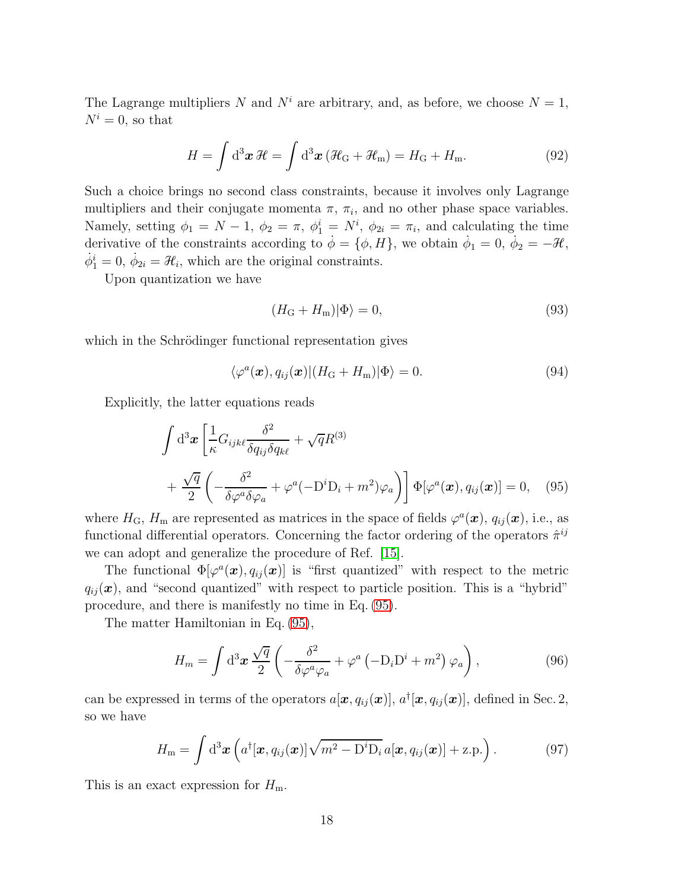The Lagrange multipliers $N$ and $N^i$ are arbitrary, and, as before, we choose $N = 1$, $N^i = 0$, so that

$$H = \int \mathrm{d}^3\boldsymbol{x}\, \mathscr{H} = \int \mathrm{d}^3\boldsymbol{x}\, (\mathscr{H}_\mathrm{G} + \mathscr{H}_\mathrm{m}) = H_\mathrm{G} + H_\mathrm{m}. \tag{92}$$

Such a choice brings no second class constraints, because it involves only Lagrange multipliers and their conjugate momenta $\pi$, $\pi_i$, and no other phase space variables. Namely, setting $\phi_1 = N - 1$, $\phi_2 = \pi$, $\phi_1^i = N^i$, $\phi_{2i} = \pi_i$, and calculating the time derivative of the constraints according to $\dot{\phi} = \{\phi, H\}$, we obtain $\dot{\phi}_1 = 0$, $\dot{\phi}_2 = -\mathscr{H}$, $\dot{\phi}_1^i = 0$, $\dot{\phi}_{2i} = \mathscr{H}_i$, which are the original constraints.

Upon quantization we have

$$(H_\mathrm{G} + H_\mathrm{m})|\Phi\rangle = 0, \tag{93}$$

which in the Schrödinger functional representation gives

$$\langle \varphi^a(\boldsymbol{x}), q_{ij}(\boldsymbol{x})|(H_\mathrm{G} + H_\mathrm{m})|\Phi\rangle = 0. \tag{94}$$

Explicitly, the latter equations reads

$$\int \mathrm{d}^3\boldsymbol{x} \left[\frac{1}{\kappa} G_{ijk\ell} \frac{\delta^2}{\delta q_{ij}\delta q_{k\ell}} + \sqrt{q} R^{(3)} + \frac{\sqrt{q}}{2}\left(-\frac{\delta^2}{\delta\varphi^a\delta\varphi_a} + \varphi^a(-\mathrm{D}^i\mathrm{D}_i + m^2)\varphi_a\right)\right] \Phi[\varphi^a(\boldsymbol{x}), q_{ij}(\boldsymbol{x})] = 0, \tag{95}$$

where $H_\mathrm{G}$, $H_\mathrm{m}$ are represented as matrices in the space of fields $\varphi^a(\boldsymbol{x})$, $q_{ij}(\boldsymbol{x})$, i.e., as functional differential operators. Concerning the factor ordering of the operators $\hat{\pi}^{ij}$ we can adopt and generalize the procedure of Ref. [15].

The functional $\Phi[\varphi^a(\boldsymbol{x}), q_{ij}(\boldsymbol{x})]$ is "first quantized" with respect to the metric $q_{ij}(\boldsymbol{x})$, and "second quantized" with respect to particle position. This is a "hybrid" procedure, and there is manifestly no time in Eq. (95).

The matter Hamiltonian in Eq. (95),

$$H_m = \int \mathrm{d}^3\boldsymbol{x}\, \frac{\sqrt{q}}{2}\left(-\frac{\delta^2}{\delta\varphi^a\varphi_a} + \varphi^a\left(-\mathrm{D}_i\mathrm{D}^i + m^2\right)\varphi_a\right), \tag{96}$$

can be expressed in terms of the operators $a[\boldsymbol{x}, q_{ij}(\boldsymbol{x})]$, $a^\dagger[\boldsymbol{x}, q_{ij}(\boldsymbol{x})]$, defined in Sec. 2, so we have

$$H_\mathrm{m} = \int \mathrm{d}^3\boldsymbol{x} \left(a^\dagger[\boldsymbol{x}, q_{ij}(\boldsymbol{x})]\sqrt{m^2 - \mathrm{D}^i\mathrm{D}_i}\, a[\boldsymbol{x}, q_{ij}(\boldsymbol{x})] + \text{z.p.}\right). \tag{97}$$

This is an exact expression for $H_\mathrm{m}$.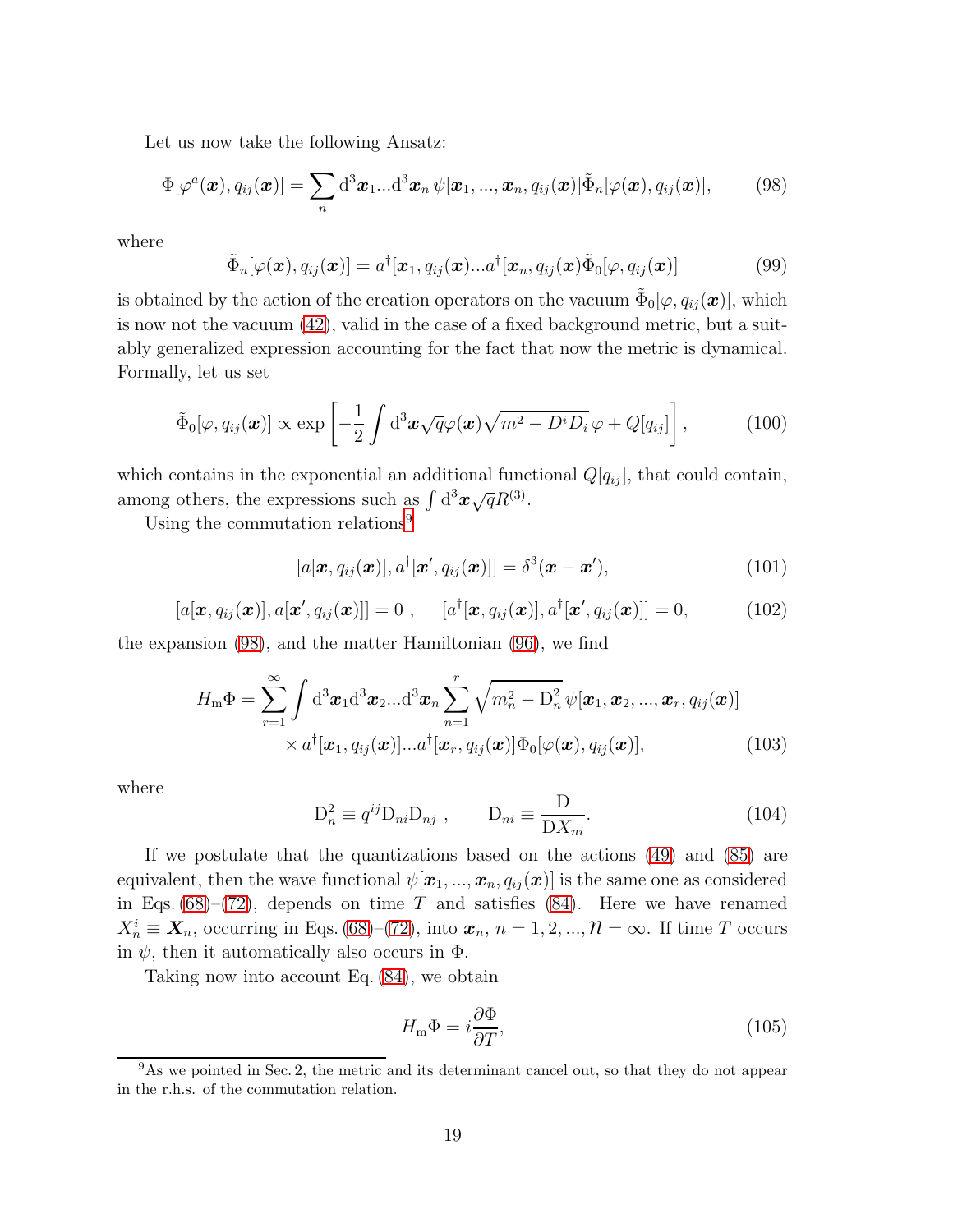Let us now take the following Ansatz:

$$\Phi[\varphi^a(\boldsymbol{x}), q_{ij}(\boldsymbol{x})] = \sum_n \mathrm{d}^3\boldsymbol{x}_1...\mathrm{d}^3\boldsymbol{x}_n\, \psi[\boldsymbol{x}_1, ..., \boldsymbol{x}_n, q_{ij}(\boldsymbol{x})]\tilde{\Phi}_n[\varphi(\boldsymbol{x}), q_{ij}(\boldsymbol{x})], \tag{98}$$

where

$$\tilde{\Phi}_n[\varphi(\boldsymbol{x}), q_{ij}(\boldsymbol{x})] = a^\dagger[\boldsymbol{x}_1, q_{ij}(\boldsymbol{x})...a^\dagger[\boldsymbol{x}_n, q_{ij}(\boldsymbol{x})\tilde{\Phi}_0[\varphi, q_{ij}(\boldsymbol{x})] \tag{99}$$

is obtained by the action of the creation operators on the vacuum $\tilde{\Phi}_0[\varphi, q_{ij}(\boldsymbol{x})]$, which is now not the vacuum (42), valid in the case of a fixed background metric, but a suitably generalized expression accounting for the fact that now the metric is dynamical. Formally, let us set

$$\tilde{\Phi}_0[\varphi, q_{ij}(\boldsymbol{x})] \propto \exp\left[-\frac{1}{2}\int \mathrm{d}^3\boldsymbol{x}\sqrt{q}\varphi(\boldsymbol{x})\sqrt{m^2 - D^i D_i}\,\varphi + Q[q_{ij}]\right], \tag{100}$$

which contains in the exponential an additional functional $Q[q_{ij}]$, that could contain, among others, the expressions such as $\int \mathrm{d}^3\boldsymbol{x}\sqrt{q}R^{(3)}$.

Using the commutation relations[9]

$$[a[\boldsymbol{x}, q_{ij}(\boldsymbol{x})], a^\dagger[\boldsymbol{x}', q_{ij}(\boldsymbol{x})]] = \delta^3(\boldsymbol{x} - \boldsymbol{x}'), \tag{101}$$

$$[a[\boldsymbol{x}, q_{ij}(\boldsymbol{x})], a[\boldsymbol{x}', q_{ij}(\boldsymbol{x})]] = 0\ , \qquad [a^\dagger[\boldsymbol{x}, q_{ij}(\boldsymbol{x})], a^\dagger[\boldsymbol{x}', q_{ij}(\boldsymbol{x})]] = 0, \tag{102}$$

the expansion (98), and the matter Hamiltonian (96), we find

$$\begin{aligned} H_{\mathrm{m}}\Phi = \sum_{r=1}^{\infty}\int \mathrm{d}^3\boldsymbol{x}_1\mathrm{d}^3\boldsymbol{x}_2...\mathrm{d}^3\boldsymbol{x}_n \sum_{n=1}^{r}\sqrt{m_n^2 - \mathrm{D}_n^2}\,\psi[\boldsymbol{x}_1, \boldsymbol{x}_2, ..., \boldsymbol{x}_r, q_{ij}(\boldsymbol{x})] \\ \times a^\dagger[\boldsymbol{x}_1, q_{ij}(\boldsymbol{x})]...a^\dagger[\boldsymbol{x}_r, q_{ij}(\boldsymbol{x})]\Phi_0[\varphi(\boldsymbol{x}), q_{ij}(\boldsymbol{x})], \end{aligned} \tag{103}$$

where

$$\mathrm{D}_n^2 \equiv q^{ij}\mathrm{D}_{ni}\mathrm{D}_{nj}\ , \qquad \mathrm{D}_{ni} \equiv \frac{\mathrm{D}}{\mathrm{D}X_{ni}}. \tag{104}$$

If we postulate that the quantizations based on the actions (49) and (85) are equivalent, then the wave functional $\psi[\boldsymbol{x}_1, ..., \boldsymbol{x}_n, q_{ij}(\boldsymbol{x})]$ is the same one as considered in Eqs. (68)–(72), depends on time $T$ and satisfies (84). Here we have renamed $X_n^i \equiv \boldsymbol{X}_n$, occurring in Eqs. (68)–(72), into $\boldsymbol{x}_n$, $n = 1, 2, ..., \mathcal{N} = \infty$. If time $T$ occurs in $\psi$, then it automatically also occurs in $\Phi$.

Taking now into account Eq. (84), we obtain

$$H_{\mathrm{m}}\Phi = i\frac{\partial \Phi}{\partial T}, \tag{105}$$

[9] As we pointed in Sec. 2, the metric and its determinant cancel out, so that they do not appear in the r.h.s. of the commutation relation.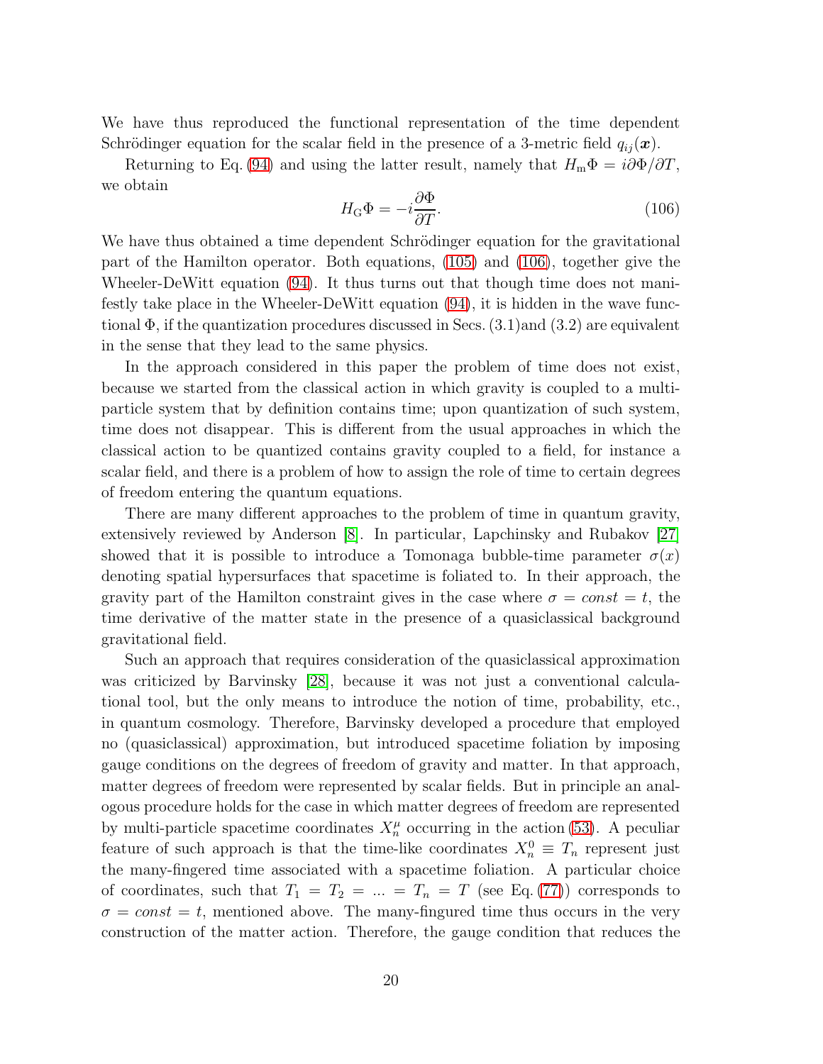We have thus reproduced the functional representation of the time dependent Schrödinger equation for the scalar field in the presence of a 3-metric field $q_{ij}(\boldsymbol{x})$.

Returning to Eq. (94) and using the latter result, namely that $H_{\rm m}\Phi = i\partial\Phi/\partial T$, we obtain

$$H_{\rm G}\Phi = -i\frac{\partial \Phi}{\partial T}. \tag{106}$$

We have thus obtained a time dependent Schrödinger equation for the gravitational part of the Hamilton operator. Both equations, (105) and (106), together give the Wheeler-DeWitt equation (94). It thus turns out that though time does not manifestly take place in the Wheeler-DeWitt equation (94), it is hidden in the wave functional $\Phi$, if the quantization procedures discussed in Secs. (3.1)and (3.2) are equivalent in the sense that they lead to the same physics.

In the approach considered in this paper the problem of time does not exist, because we started from the classical action in which gravity is coupled to a multi-particle system that by definition contains time; upon quantization of such system, time does not disappear. This is different from the usual approaches in which the classical action to be quantized contains gravity coupled to a field, for instance a scalar field, and there is a problem of how to assign the role of time to certain degrees of freedom entering the quantum equations.

There are many different approaches to the problem of time in quantum gravity, extensively reviewed by Anderson [8]. In particular, Lapchinsky and Rubakov [27] showed that it is possible to introduce a Tomonaga bubble-time parameter $\sigma(x)$ denoting spatial hypersurfaces that spacetime is foliated to. In their approach, the gravity part of the Hamilton constraint gives in the case where $\sigma = const = t$, the time derivative of the matter state in the presence of a quasiclassical background gravitational field.

Such an approach that requires consideration of the quasiclassical approximation was criticized by Barvinsky [28], because it was not just a conventional calculational tool, but the only means to introduce the notion of time, probability, etc., in quantum cosmology. Therefore, Barvinsky developed a procedure that employed no (quasiclassical) approximation, but introduced spacetime foliation by imposing gauge conditions on the degrees of freedom of gravity and matter. In that approach, matter degrees of freedom were represented by scalar fields. But in principle an analogous procedure holds for the case in which matter degrees of freedom are represented by multi-particle spacetime coordinates $X_n^\mu$ occurring in the action (53). A peculiar feature of such approach is that the time-like coordinates $X_n^0 \equiv T_n$ represent just the many-fingered time associated with a spacetime foliation. A particular choice of coordinates, such that $T_1 = T_2 = ... = T_n = T$ (see Eq. (77)) corresponds to $\sigma = const = t$, mentioned above. The many-fingured time thus occurs in the very construction of the matter action. Therefore, the gauge condition that reduces the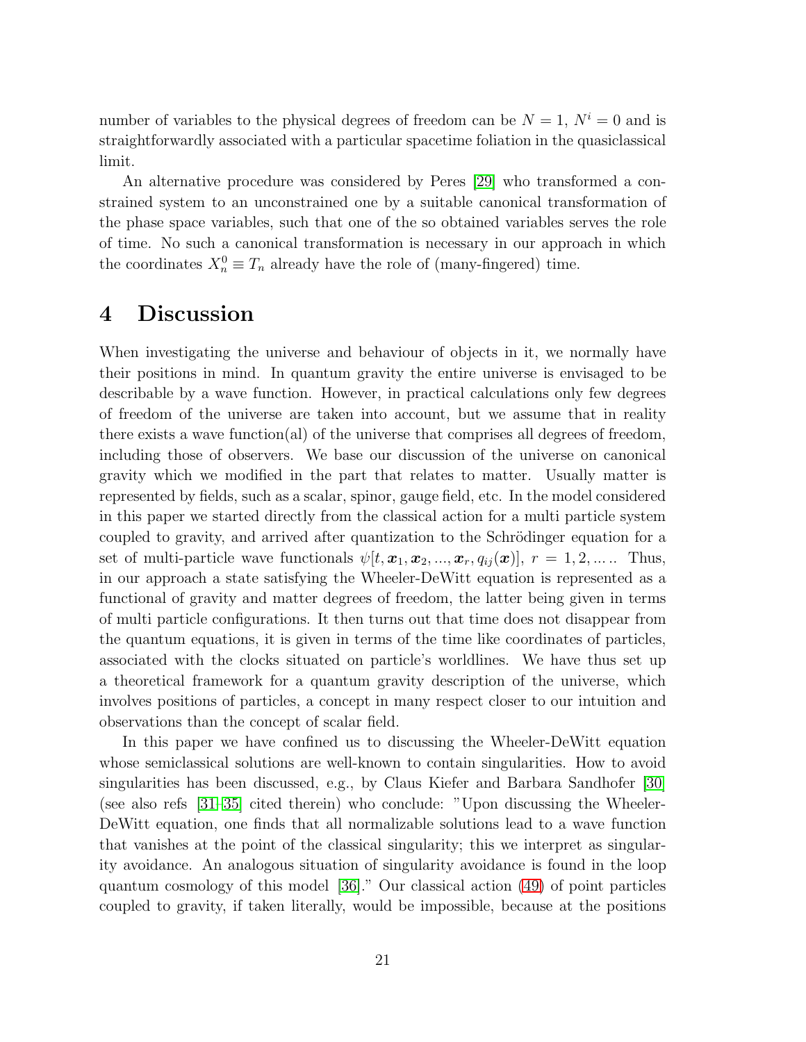number of variables to the physical degrees of freedom can be $N = 1$, $N^i = 0$ and is straightforwardly associated with a particular spacetime foliation in the quasiclassical limit.

An alternative procedure was considered by Peres [29] who transformed a constrained system to an unconstrained one by a suitable canonical transformation of the phase space variables, such that one of the so obtained variables serves the role of time. No such a canonical transformation is necessary in our approach in which the coordinates $X_n^0 \equiv T_n$ already have the role of (many-fingered) time.

# 4 Discussion

When investigating the universe and behaviour of objects in it, we normally have their positions in mind. In quantum gravity the entire universe is envisaged to be describable by a wave function. However, in practical calculations only few degrees of freedom of the universe are taken into account, but we assume that in reality there exists a wave function(al) of the universe that comprises all degrees of freedom, including those of observers. We base our discussion of the universe on canonical gravity which we modified in the part that relates to matter. Usually matter is represented by fields, such as a scalar, spinor, gauge field, etc. In the model considered in this paper we started directly from the classical action for a multi particle system coupled to gravity, and arrived after quantization to the Schrödinger equation for a set of multi-particle wave functionals $\psi[t, \boldsymbol{x}_1, \boldsymbol{x}_2, ..., \boldsymbol{x}_r, q_{ij}(\boldsymbol{x})]$, $r = 1, 2, ...$. Thus, in our approach a state satisfying the Wheeler-DeWitt equation is represented as a functional of gravity and matter degrees of freedom, the latter being given in terms of multi particle configurations. It then turns out that time does not disappear from the quantum equations, it is given in terms of the time like coordinates of particles, associated with the clocks situated on particle's worldlines. We have thus set up a theoretical framework for a quantum gravity description of the universe, which involves positions of particles, a concept in many respect closer to our intuition and observations than the concept of scalar field.

In this paper we have confined us to discussing the Wheeler-DeWitt equation whose semiclassical solutions are well-known to contain singularities. How to avoid singularities has been discussed, e.g., by Claus Kiefer and Barbara Sandhofer [30] (see also refs [31–35] cited therein) who conclude: "Upon discussing the Wheeler-DeWitt equation, one finds that all normalizable solutions lead to a wave function that vanishes at the point of the classical singularity; this we interpret as singularity avoidance. An analogous situation of singularity avoidance is found in the loop quantum cosmology of this model [36]." Our classical action (49) of point particles coupled to gravity, if taken literally, would be impossible, because at the positions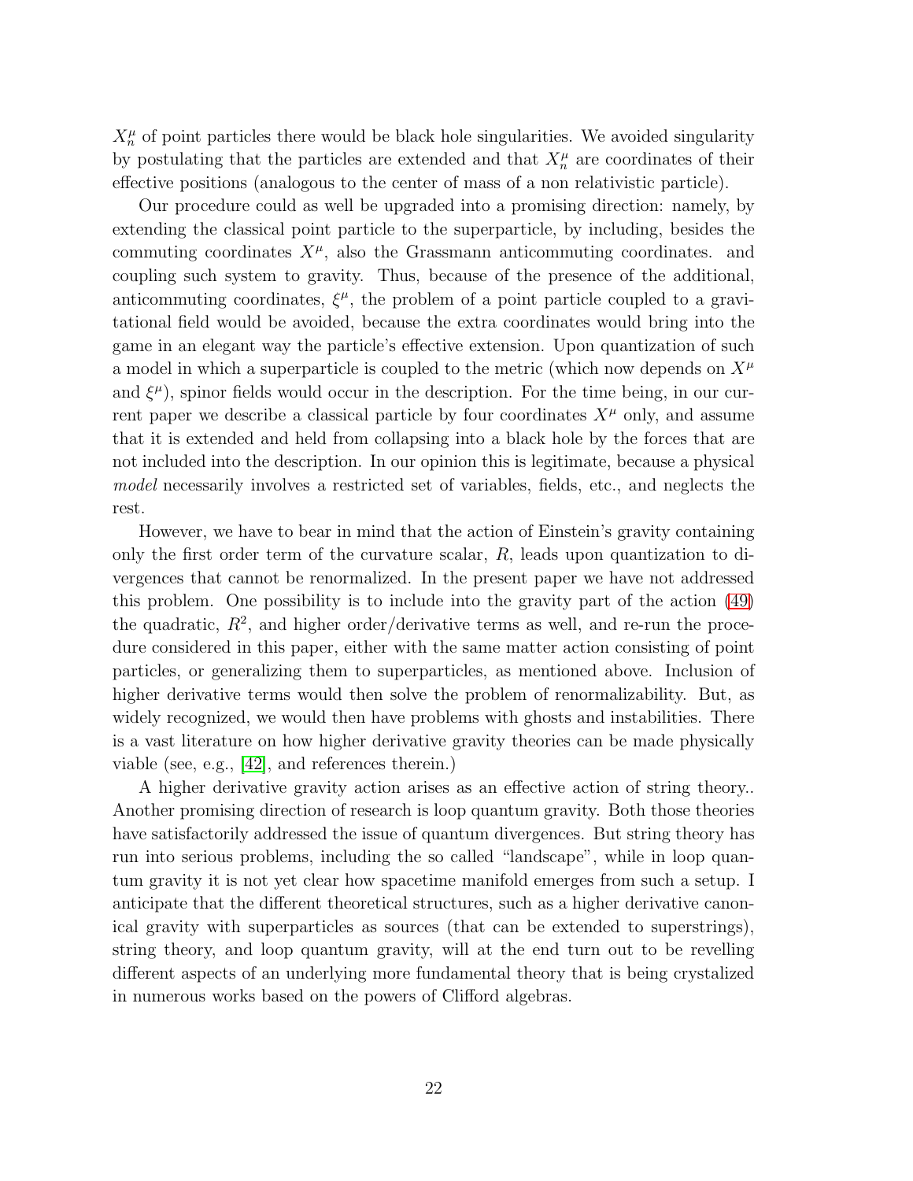$X_n^\mu$ of point particles there would be black hole singularities. We avoided singularity by postulating that the particles are extended and that $X_n^\mu$ are coordinates of their effective positions (analogous to the center of mass of a non relativistic particle).

Our procedure could as well be upgraded into a promising direction: namely, by extending the classical point particle to the superparticle, by including, besides the commuting coordinates $X^\mu$, also the Grassmann anticommuting coordinates. and coupling such system to gravity. Thus, because of the presence of the additional, anticommuting coordinates, $\xi^\mu$, the problem of a point particle coupled to a gravitational field would be avoided, because the extra coordinates would bring into the game in an elegant way the particle's effective extension. Upon quantization of such a model in which a superparticle is coupled to the metric (which now depends on $X^\mu$ and $\xi^\mu$), spinor fields would occur in the description. For the time being, in our current paper we describe a classical particle by four coordinates $X^\mu$ only, and assume that it is extended and held from collapsing into a black hole by the forces that are not included into the description. In our opinion this is legitimate, because a physical *model* necessarily involves a restricted set of variables, fields, etc., and neglects the rest.

However, we have to bear in mind that the action of Einstein's gravity containing only the first order term of the curvature scalar, $R$, leads upon quantization to divergences that cannot be renormalized. In the present paper we have not addressed this problem. One possibility is to include into the gravity part of the action (49) the quadratic, $R^2$, and higher order/derivative terms as well, and re-run the procedure considered in this paper, either with the same matter action consisting of point particles, or generalizing them to superparticles, as mentioned above. Inclusion of higher derivative terms would then solve the problem of renormalizability. But, as widely recognized, we would then have problems with ghosts and instabilities. There is a vast literature on how higher derivative gravity theories can be made physically viable (see, e.g., [42], and references therein.)

A higher derivative gravity action arises as an effective action of string theory.. Another promising direction of research is loop quantum gravity. Both those theories have satisfactorily addressed the issue of quantum divergences. But string theory has run into serious problems, including the so called "landscape", while in loop quantum gravity it is not yet clear how spacetime manifold emerges from such a setup. I anticipate that the different theoretical structures, such as a higher derivative canonical gravity with superparticles as sources (that can be extended to superstrings), string theory, and loop quantum gravity, will at the end turn out to be revelling different aspects of an underlying more fundamental theory that is being crystalized in numerous works based on the powers of Clifford algebras.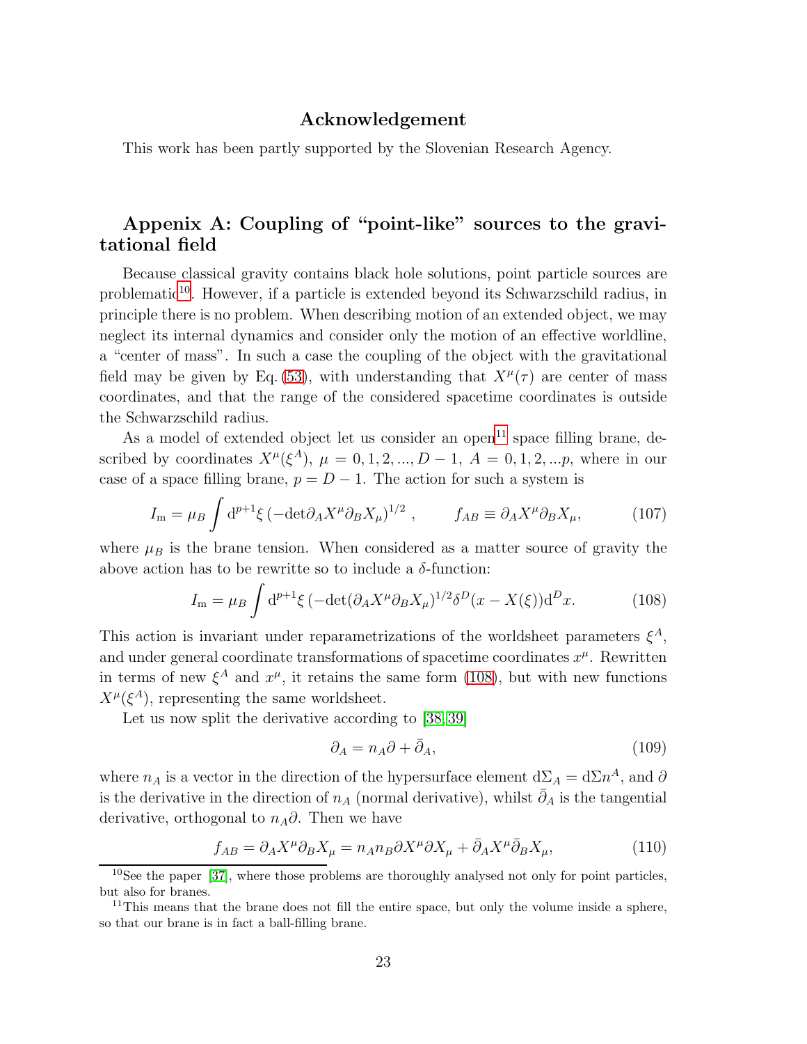## Acknowledgement

This work has been partly supported by the Slovenian Research Agency.

## Appenix A: Coupling of "point-like" sources to the gravitational field

Because classical gravity contains black hole solutions, point particle sources are problematic[10]. However, if a particle is extended beyond its Schwarzschild radius, in principle there is no problem. When describing motion of an extended object, we may neglect its internal dynamics and consider only the motion of an effective worldline, a "center of mass". In such a case the coupling of the object with the gravitational field may be given by Eq. (53), with understanding that $X^\mu(\tau)$ are center of mass coordinates, and that the range of the considered spacetime coordinates is outside the Schwarzschild radius.

As a model of extended object let us consider an open[11] space filling brane, described by coordinates $X^\mu(\xi^A)$, $\mu = 0, 1, 2, ..., D-1$, $A = 0, 1, 2, ...p$, where in our case of a space filling brane, $p = D-1$. The action for such a system is

$$I_{\rm m} = \mu_B \int {\rm d}^{p+1}\xi \, (-{\rm det}\partial_A X^\mu \partial_B X_\mu)^{1/2} \; , \qquad f_{AB} \equiv \partial_A X^\mu \partial_B X_\mu, \tag{107}$$

where $\mu_B$ is the brane tension. When considered as a matter source of gravity the above action has to be rewritte so to include a $\delta$-function:

$$I_{\rm m} = \mu_B \int {\rm d}^{p+1}\xi \, (-{\rm det}(\partial_A X^\mu \partial_B X_\mu)^{1/2} \delta^D(x - X(\xi)){\rm d}^D x. \tag{108}$$

This action is invariant under reparametrizations of the worldsheet parameters $\xi^A$, and under general coordinate transformations of spacetime coordinates $x^\mu$. Rewritten in terms of new $\xi^A$ and $x^\mu$, it retains the same form (108), but with new functions $X^\mu(\xi^A)$, representing the same worldsheet.

Let us now split the derivative according to [38, 39]

$$\partial_A = n_A \partial + \bar{\partial}_A, \tag{109}$$

where $n_A$ is a vector in the direction of the hypersurface element ${\rm d}\Sigma_A = {\rm d}\Sigma n^A$, and $\partial$ is the derivative in the direction of $n_A$ (normal derivative), whilst $\bar{\partial}_A$ is the tangential derivative, orthogonal to $n_A\partial$. Then we have

$$f_{AB} = \partial_A X^\mu \partial_B X_\mu = n_A n_B \partial X^\mu \partial X_\mu + \bar{\partial}_A X^\mu \bar{\partial}_B X_\mu, \tag{110}$$

[10] See the paper [37], where those problems are thoroughly analysed not only for point particles, but also for branes.

[11] This means that the brane does not fill the entire space, but only the volume inside a sphere, so that our brane is in fact a ball-filling brane.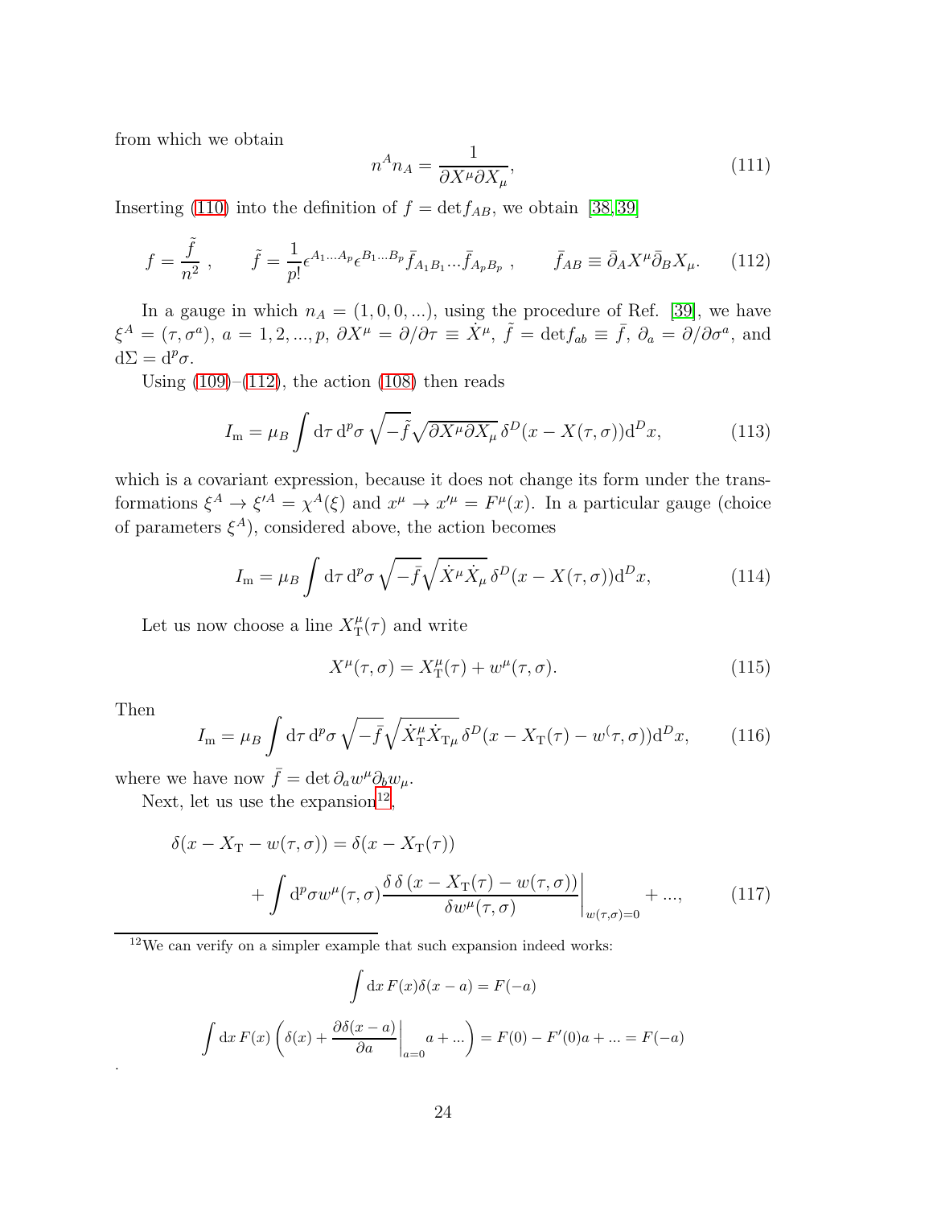from which we obtain

$$n^A n_A = \frac{1}{\partial X^\mu \partial X_\mu}, \tag{111}$$

Inserting (110) into the definition of $f = \mathrm{det} f_{AB}$, we obtain [38,39]

$$f = \frac{\tilde{f}}{n^2}\ , \qquad \tilde{f} = \frac{1}{p!} \epsilon^{A_1...A_p} \epsilon^{B_1...B_p} \bar{f}_{A_1 B_1} ... \bar{f}_{A_p B_p}\ , \qquad \bar{f}_{AB} \equiv \bar{\partial}_A X^\mu \bar{\partial}_B X_\mu. \tag{112}$$

In a gauge in which $n_A = (1, 0, 0, ...)$, using the procedure of Ref. [39], we have $\xi^A = (\tau, \sigma^a)$, $a = 1, 2, ..., p$, $\partial X^\mu = \partial/\partial \tau \equiv \dot{X}^\mu$, $\tilde{f} = \mathrm{det} f_{ab} \equiv \bar{f}$, $\partial_a = \partial/\partial \sigma^a$, and $\mathrm{d}\Sigma = \mathrm{d}^p \sigma$.

Using (109)–(112), the action (108) then reads

$$I_\mathrm{m} = \mu_B \int \mathrm{d}\tau \, \mathrm{d}^p \sigma \, \sqrt{-\tilde{f}} \sqrt{\partial X^\mu \partial X_\mu} \, \delta^D(x - X(\tau, \sigma)) \mathrm{d}^D x, \tag{113}$$

which is a covariant expression, because it does not change its form under the transformations $\xi^A \to \xi'^A = \chi^A(\xi)$ and $x^\mu \to x'^\mu = F^\mu(x)$. In a particular gauge (choice of parameters $\xi^A$), considered above, the action becomes

$$I_\mathrm{m} = \mu_B \int \mathrm{d}\tau \, \mathrm{d}^p \sigma \, \sqrt{-\bar{f}} \sqrt{\dot{X}^\mu \dot{X}_\mu} \, \delta^D(x - X(\tau, \sigma)) \mathrm{d}^D x, \tag{114}$$

Let us now choose a line $X^\mu_\mathrm{T}(\tau)$ and write

$$X^\mu(\tau, \sigma) = X^\mu_\mathrm{T}(\tau) + w^\mu(\tau, \sigma). \tag{115}$$

Then

$$I_\mathrm{m} = \mu_B \int \mathrm{d}\tau \, \mathrm{d}^p \sigma \, \sqrt{-\bar{f}} \sqrt{\dot{X}^\mu_\mathrm{T} \dot{X}_{\mathrm{T}\mu}} \, \delta^D(x - X_\mathrm{T}(\tau) - w^(\tau, \sigma)) \mathrm{d}^D x, \tag{116}$$

where we have now $\bar{f} = \det \partial_a w^\mu \partial_b w_\mu$.

Next, let us use the expansion[12],

$$\delta(x - X_\mathrm{T} - w(\tau, \sigma)) = \delta(x - X_\mathrm{T}(\tau)) + \int \mathrm{d}^p \sigma w^\mu(\tau, \sigma) \frac{\delta \, \delta \left(x - X_\mathrm{T}(\tau) - w(\tau, \sigma)\right)}{\delta w^\mu(\tau, \sigma)} \bigg|_{w(\tau, \sigma) = 0} + ..., \tag{117}$$

[12] We can verify on a simpler example that such expansion indeed works:

$$\int \mathrm{d}x \, F(x) \delta(x - a) = F(-a)$$

$$\int \mathrm{d}x \, F(x) \left( \delta(x) + \frac{\partial \delta(x - a)}{\partial a} \bigg|_{a=0} a + ... \right) = F(0) - F'(0) a + ... = F(-a)$$

.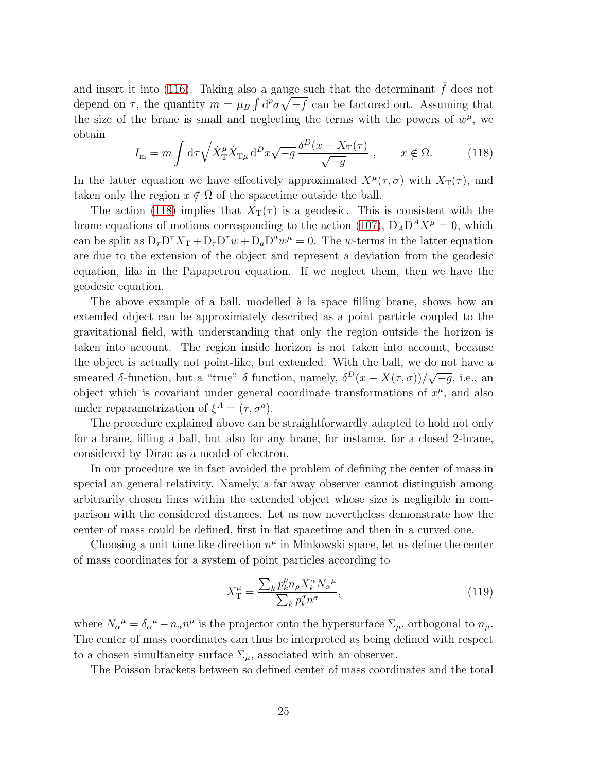and insert it into (116). Taking also a gauge such that the determinant $\bar{f}$ does not depend on $\tau$, the quantity $m = \mu_B \int \mathrm{d}^p\sigma \sqrt{-f}$ can be factored out. Assuming that the size of the brane is small and neglecting the terms with the powers of $w^\mu$, we obtain

$$I_{\mathrm{m}} = m \int \mathrm{d}\tau \sqrt{\dot{X}_{\mathrm{T}}^\mu \dot{X}_{\mathrm{T}\mu}}\, \mathrm{d}^D x \sqrt{-g}\, \frac{\delta^D(x - X_{\mathrm{T}}(\tau))}{\sqrt{-g}}\,, \qquad x \notin \Omega. \tag{118}$$

In the latter equation we have effectively approximated $X^\mu(\tau, \sigma)$ with $X_{\mathrm{T}}(\tau)$, and taken only the region $x \notin \Omega$ of the spacetime outside the ball.

The action (118) implies that $X_{\mathrm{T}}(\tau)$ is a geodesic. This is consistent with the brane equations of motions corresponding to the action (107), $\mathrm{D}_A \mathrm{D}^A X^\mu = 0$, which can be split as $\mathrm{D}_\tau \mathrm{D}^\tau X_{\mathrm{T}} + \mathrm{D}_\tau \mathrm{D}^\tau w + \mathrm{D}_a \mathrm{D}^a w^\mu = 0$. The $w$-terms in the latter equation are due to the extension of the object and represent a deviation from the geodesic equation, like in the Papapetrou equation. If we neglect them, then we have the geodesic equation.

The above example of a ball, modelled à la space filling brane, shows how an extended object can be approximately described as a point particle coupled to the gravitational field, with understanding that only the region outside the horizon is taken into account. The region inside horizon is not taken into account, because the object is actually not point-like, but extended. With the ball, we do not have a smeared $\delta$-function, but a "true" $\delta$ function, namely, $\delta^D(x - X(\tau, \sigma))/\sqrt{-g}$, i.e., an object which is covariant under general coordinate transformations of $x^\mu$, and also under reparametrization of $\xi^A = (\tau, \sigma^a)$.

The procedure explained above can be straightforwardly adapted to hold not only for a brane, filling a ball, but also for any brane, for instance, for a closed 2-brane, considered by Dirac as a model of electron.

In our procedure we in fact avoided the problem of defining the center of mass in special an general relativity. Namely, a far away observer cannot distinguish among arbitrarily chosen lines within the extended object whose size is negligible in comparison with the considered distances. Let us now nevertheless demonstrate how the center of mass could be defined, first in flat spacetime and then in a curved one.

Choosing a unit time like direction $n^\mu$ in Minkowski space, let us define the center of mass coordinates for a system of point particles according to

$$X_{\mathrm{T}}^\mu = \frac{\sum_k p_k^\rho n_\rho X_k^\alpha N_\alpha{}^\mu}{\sum_k p_k^\sigma n^\sigma}, \tag{119}$$

where $N_\alpha{}^\mu = \delta_\alpha{}^\mu - n_\alpha n^\mu$ is the projector onto the hypersurface $\Sigma_\mu$, orthogonal to $n_\mu$. The center of mass coordinates can thus be interpreted as being defined with respect to a chosen simultaneity surface $\Sigma_\mu$, associated with an observer.

The Poisson brackets between so defined center of mass coordinates and the total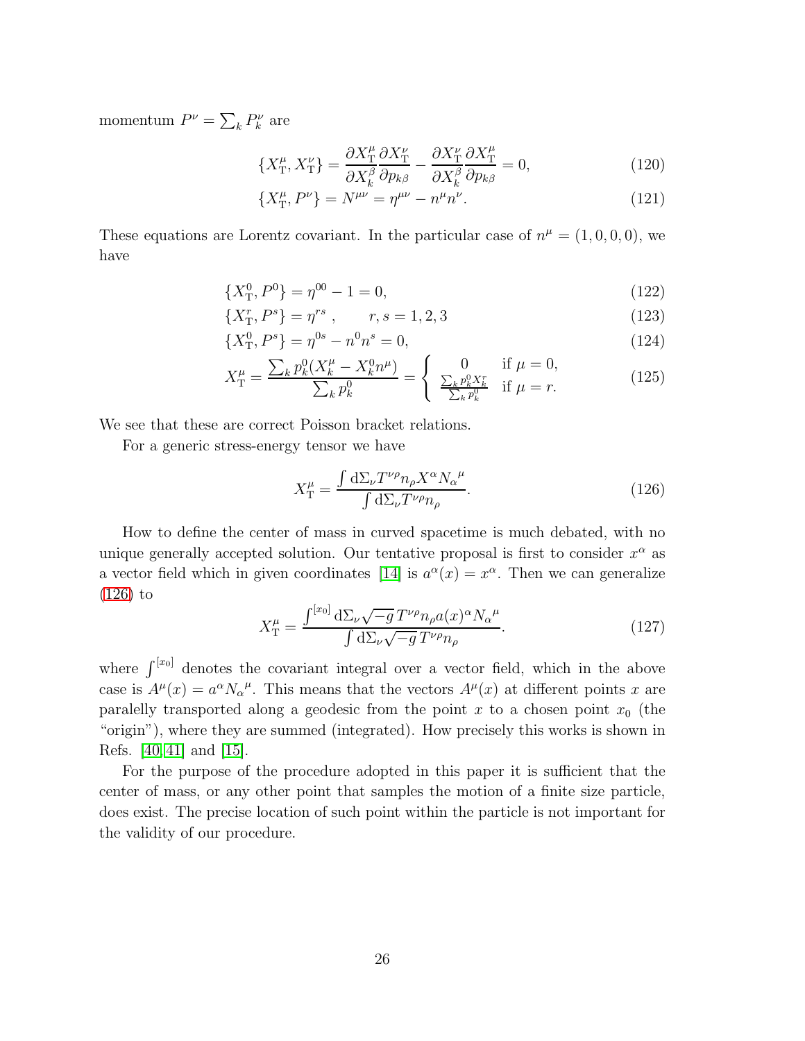momentum $P^\nu = \sum_k P_k^\nu$ are

$$\{X_{\rm T}^\mu, X_{\rm T}^\nu\} = \frac{\partial X_{\rm T}^\mu}{\partial X_k^\beta}\frac{\partial X_{\rm T}^\nu}{\partial p_{k\beta}} - \frac{\partial X_{\rm T}^\nu}{\partial X_k^\beta}\frac{\partial X_{\rm T}^\mu}{\partial p_{k\beta}} = 0, \tag{120}$$

$$\{X_{\rm T}^\mu, P^\nu\} = N^{\mu\nu} = \eta^{\mu\nu} - n^\mu n^\nu. \tag{121}$$

These equations are Lorentz covariant. In the particular case of $n^\mu = (1, 0, 0, 0)$, we have

$$\{X_{\rm T}^0, P^0\} = \eta^{00} - 1 = 0, \tag{122}$$

$$\{X_{\rm T}^r, P^s\} = \eta^{rs}\ , \qquad r, s = 1, 2, 3 \tag{123}$$

$$\{X_{\rm T}^0, P^s\} = \eta^{0s} - n^0 n^s = 0, \tag{124}$$

$$X_{\rm T}^\mu = \frac{\sum_k p_k^0 (X_k^\mu - X_k^0 n^\mu)}{\sum_k p_k^0} = \begin{cases} 0 & \text{if } \mu = 0, \\ \frac{\sum_k p_k^0 X_k^r}{\sum_k p_k^0} & \text{if } \mu = r. \end{cases} \tag{125}$$

We see that these are correct Poisson bracket relations.

For a generic stress-energy tensor we have

$$X_{\rm T}^\mu = \frac{\int {\rm d}\Sigma_\nu T^{\nu\rho} n_\rho X^\alpha N_\alpha{}^\mu}{\int {\rm d}\Sigma_\nu T^{\nu\rho} n_\rho}. \tag{126}$$

How to define the center of mass in curved spacetime is much debated, with no unique generally accepted solution. Our tentative proposal is first to consider $x^\alpha$ as a vector field which in given coordinates [14] is $a^\alpha(x) = x^\alpha$. Then we can generalize (126) to

$$X_{\rm T}^\mu = \frac{\int^{[x_0]} {\rm d}\Sigma_\nu \sqrt{-g}\, T^{\nu\rho} n_\rho a(x)^\alpha N_\alpha{}^\mu}{\int {\rm d}\Sigma_\nu \sqrt{-g}\, T^{\nu\rho} n_\rho}. \tag{127}$$

where $\int^{[x_0]}$ denotes the covariant integral over a vector field, which in the above case is $A^\mu(x) = a^\alpha N_\alpha{}^\mu$. This means that the vectors $A^\mu(x)$ at different points $x$ are paralelly transported along a geodesic from the point $x$ to a chosen point $x_0$ (the "origin"), where they are summed (integrated). How precisely this works is shown in Refs. [40, 41] and [15].

For the purpose of the procedure adopted in this paper it is sufficient that the center of mass, or any other point that samples the motion of a finite size particle, does exist. The precise location of such point within the particle is not important for the validity of our procedure.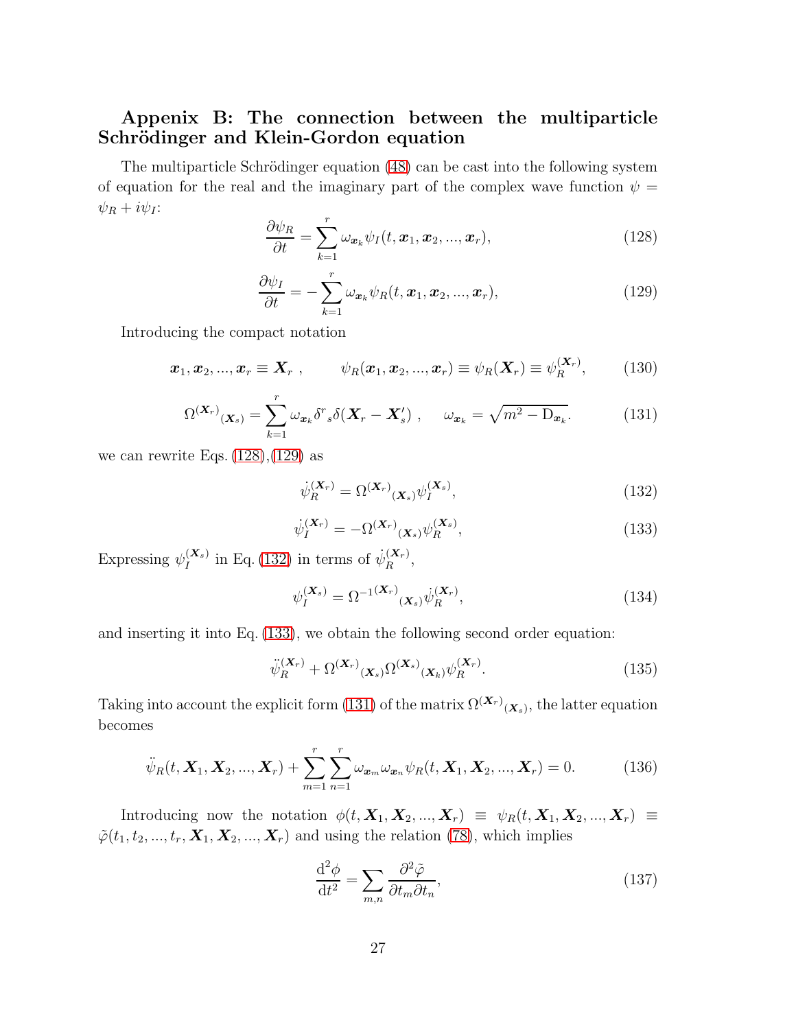### Appenix B: The connection between the multiparticle Schrödinger and Klein-Gordon equation

The multiparticle Schrödinger equation (48) can be cast into the following system of equation for the real and the imaginary part of the complex wave function $\psi = \psi_R + i\psi_I$:

$$\frac{\partial \psi_R}{\partial t} = \sum_{k=1}^{r} \omega_{\boldsymbol{x}_k} \psi_I(t, \boldsymbol{x}_1, \boldsymbol{x}_2, ..., \boldsymbol{x}_r), \tag{128}$$

$$\frac{\partial \psi_I}{\partial t} = -\sum_{k=1}^{r} \omega_{\boldsymbol{x}_k} \psi_R(t, \boldsymbol{x}_1, \boldsymbol{x}_2, ..., \boldsymbol{x}_r), \tag{129}$$

Introducing the compact notation

$$\boldsymbol{x}_1, \boldsymbol{x}_2, ..., \boldsymbol{x}_r \equiv \boldsymbol{X}_r \ , \qquad \psi_R(\boldsymbol{x}_1, \boldsymbol{x}_2, ..., \boldsymbol{x}_r) \equiv \psi_R(\boldsymbol{X}_r) \equiv \psi_R^{(\boldsymbol{X}_r)}, \tag{130}$$

$$\Omega^{(\boldsymbol{X}_r)}{}_{(\boldsymbol{X}_s)} = \sum_{k=1}^{r} \omega_{\boldsymbol{x}_k} \delta^r{}_s \delta(\boldsymbol{X}_r - \boldsymbol{X}_s') \ , \quad \omega_{\boldsymbol{x}_k} = \sqrt{m^2 - \mathrm{D}_{\boldsymbol{x}_k}}. \tag{131}$$

we can rewrite Eqs. (128),(129) as

$$\dot{\psi}_R^{(\boldsymbol{X}_r)} = \Omega^{(\boldsymbol{X}_r)}{}_{(\boldsymbol{X}_s)} \psi_I^{(\boldsymbol{X}_s)}, \tag{132}$$

$$\dot{\psi}_I^{(\boldsymbol{X}_r)} = -\Omega^{(\boldsymbol{X}_r)}{}_{(\boldsymbol{X}_s)} \psi_R^{(\boldsymbol{X}_s)}, \tag{133}$$

Expressing $\psi_I^{(\boldsymbol{X}_s)}$ in Eq. (132) in terms of $\dot{\psi}_R^{(\boldsymbol{X}_r)}$,

$$\psi_I^{(\boldsymbol{X}_s)} = \Omega^{-1(\boldsymbol{X}_r)}{}_{(\boldsymbol{X}_s)} \dot{\psi}_R^{(\boldsymbol{X}_r)}, \tag{134}$$

and inserting it into Eq. (133), we obtain the following second order equation:

$$\ddot{\psi}_R^{(\boldsymbol{X}_r)} + \Omega^{(\boldsymbol{X}_r)}{}_{(\boldsymbol{X}_s)} \Omega^{(\boldsymbol{X}_s)}{}_{(\boldsymbol{X}_k)} \psi_R^{(\boldsymbol{X}_r)}. \tag{135}$$

Taking into account the explicit form (131) of the matrix $\Omega^{(\boldsymbol{X}_r)}{}_{(\boldsymbol{X}_s)}$, the latter equation becomes

$$\ddot{\psi}_R(t, \boldsymbol{X}_1, \boldsymbol{X}_2, ..., \boldsymbol{X}_r) + \sum_{m=1}^{r} \sum_{n=1}^{r} \omega_{\boldsymbol{x}_m} \omega_{\boldsymbol{x}_n} \psi_R(t, \boldsymbol{X}_1, \boldsymbol{X}_2, ..., \boldsymbol{X}_r) = 0. \tag{136}$$

Introducing now the notation $\phi(t, \boldsymbol{X}_1, \boldsymbol{X}_2, ..., \boldsymbol{X}_r) \equiv \psi_R(t, \boldsymbol{X}_1, \boldsymbol{X}_2, ..., \boldsymbol{X}_r) \equiv \tilde{\varphi}(t_1, t_2, ..., t_r, \boldsymbol{X}_1, \boldsymbol{X}_2, ..., \boldsymbol{X}_r)$ and using the relation (78), which implies

$$\frac{\mathrm{d}^2 \phi}{\mathrm{d}t^2} = \sum_{m,n} \frac{\partial^2 \tilde{\varphi}}{\partial t_m \partial t_n}, \tag{137}$$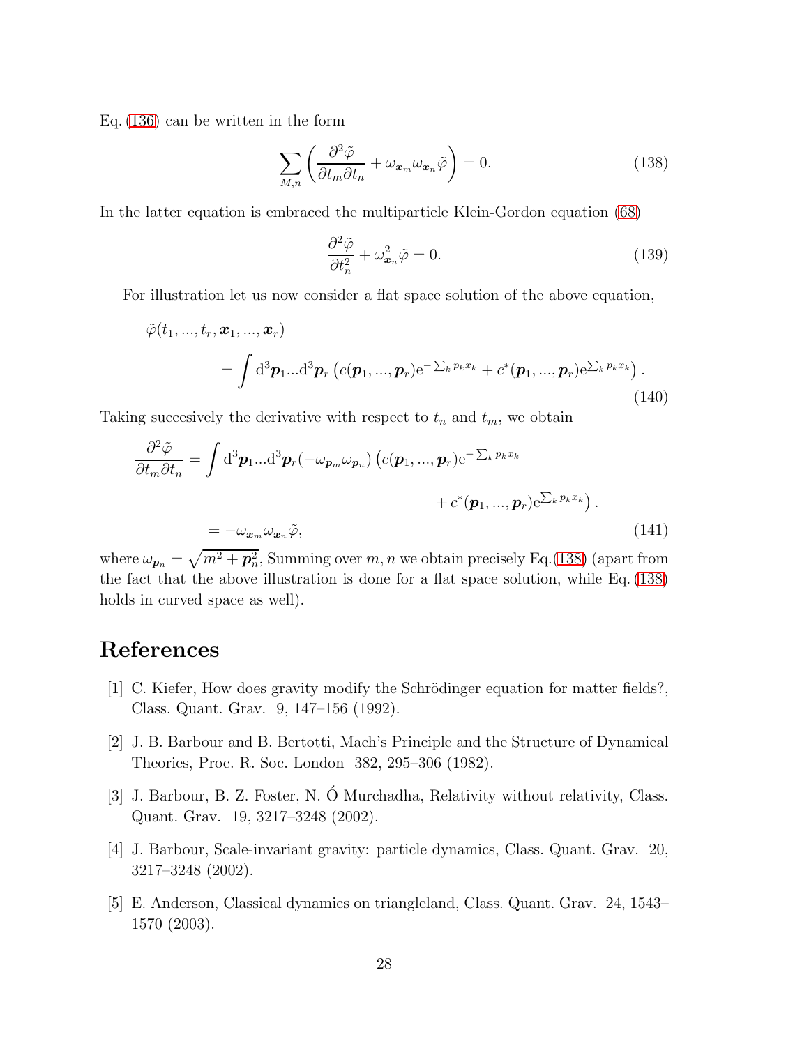Eq. (136) can be written in the form

$$\sum_{M,n} \left( \frac{\partial^2 \tilde{\varphi}}{\partial t_m \partial t_n} + \omega_{\boldsymbol{x}_m} \omega_{\boldsymbol{x}_n} \tilde{\varphi} \right) = 0. \tag{138}$$

In the latter equation is embraced the multiparticle Klein-Gordon equation (68)

$$\frac{\partial^2 \tilde{\varphi}}{\partial t_n^2} + \omega_{\boldsymbol{x}_n}^2 \tilde{\varphi} = 0. \tag{139}$$

For illustration let us now consider a flat space solution of the above equation,

$$\begin{aligned} &\tilde{\varphi}(t_1, ..., t_r, \boldsymbol{x}_1, ..., \boldsymbol{x}_r) \\ &\qquad = \int \mathrm{d}^3\boldsymbol{p}_1 ... \mathrm{d}^3\boldsymbol{p}_r \left( c(\boldsymbol{p}_1, ..., \boldsymbol{p}_r) \mathrm{e}^{-\sum_k p_k x_k} + c^*(\boldsymbol{p}_1, ..., \boldsymbol{p}_r) \mathrm{e}^{\sum_k p_k x_k} \right). \end{aligned} \tag{140}$$

Taking succesively the derivative with respect to $t_n$ and $t_m$, we obtain

$$\begin{aligned} \frac{\partial^2 \tilde{\varphi}}{\partial t_m \partial t_n} &= \int \mathrm{d}^3\boldsymbol{p}_1 ... \mathrm{d}^3\boldsymbol{p}_r (-\omega_{\boldsymbol{p}_m} \omega_{\boldsymbol{p}_n}) \left( c(\boldsymbol{p}_1, ..., \boldsymbol{p}_r) \mathrm{e}^{-\sum_k p_k x_k} \right. \\ &\qquad\qquad\qquad\qquad \left. + c^*(\boldsymbol{p}_1, ..., \boldsymbol{p}_r) \mathrm{e}^{\sum_k p_k x_k} \right). \\ &= -\omega_{\boldsymbol{x}_m} \omega_{\boldsymbol{x}_n} \tilde{\varphi}, \end{aligned} \tag{141}$$

where $\omega_{\boldsymbol{p}_n} = \sqrt{m^2 + \boldsymbol{p}_n^2}$, Summing over $m, n$ we obtain precisely Eq.(138) (apart from the fact that the above illustration is done for a flat space solution, while Eq. (138) holds in curved space as well).

# References

[1] C. Kiefer, How does gravity modify the Schrödinger equation for matter fields?, Class. Quant. Grav. 9, 147–156 (1992).

[2] J. B. Barbour and B. Bertotti, Mach's Principle and the Structure of Dynamical Theories, Proc. R. Soc. London 382, 295–306 (1982).

[3] J. Barbour, B. Z. Foster, N. Ó Murchadha, Relativity without relativity, Class. Quant. Grav. 19, 3217–3248 (2002).

[4] J. Barbour, Scale-invariant gravity: particle dynamics, Class. Quant. Grav. 20, 3217–3248 (2002).

[5] E. Anderson, Classical dynamics on triangleland, Class. Quant. Grav. 24, 1543–1570 (2003).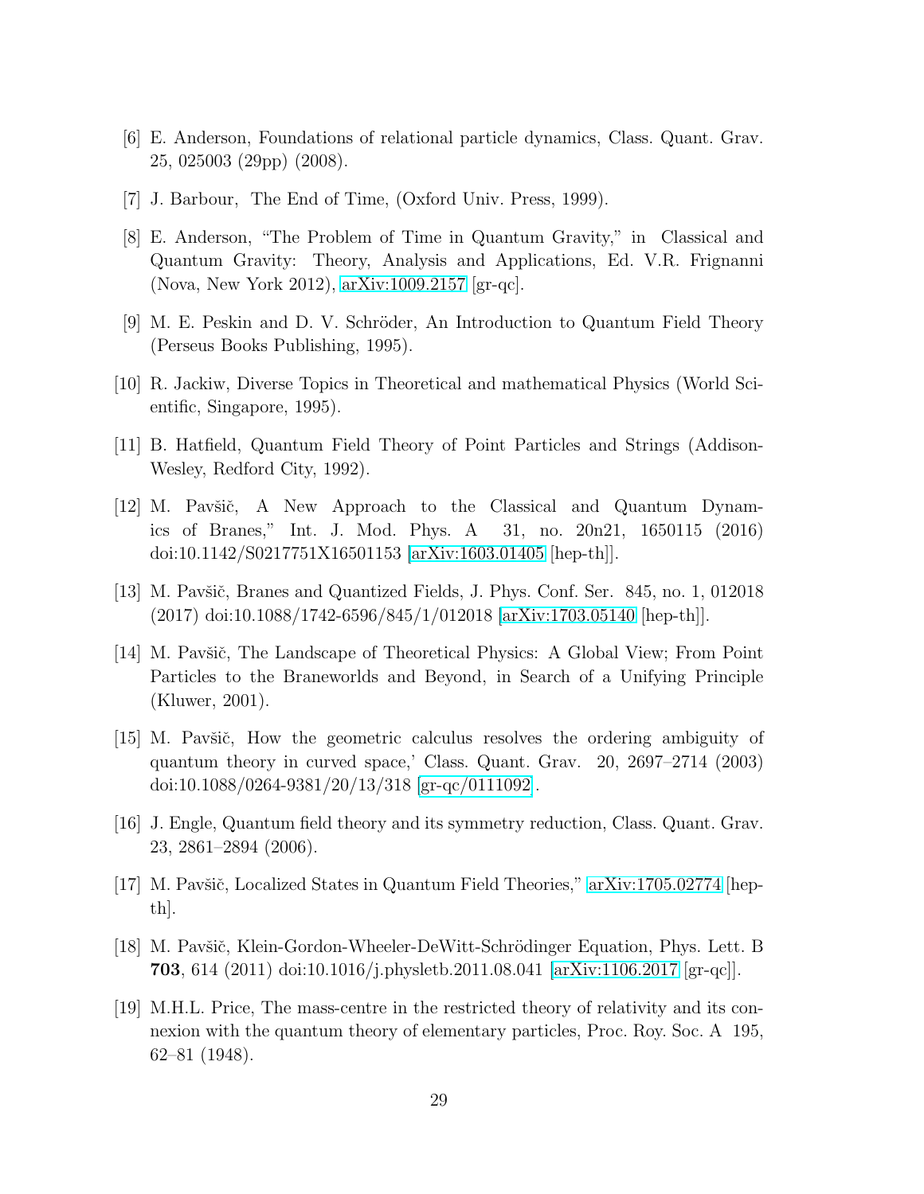[6] E. Anderson, Foundations of relational particle dynamics, Class. Quant. Grav. 25, 025003 (29pp) (2008).

[7] J. Barbour, The End of Time, (Oxford Univ. Press, 1999).

[8] E. Anderson, "The Problem of Time in Quantum Gravity," in Classical and Quantum Gravity: Theory, Analysis and Applications, Ed. V.R. Frignanni (Nova, New York 2012), arXiv:1009.2157 [gr-qc].

[9] M. E. Peskin and D. V. Schröder, An Introduction to Quantum Field Theory (Perseus Books Publishing, 1995).

[10] R. Jackiw, Diverse Topics in Theoretical and mathematical Physics (World Scientific, Singapore, 1995).

[11] B. Hatfield, Quantum Field Theory of Point Particles and Strings (Addison-Wesley, Redford City, 1992).

[12] M. Pavšič, A New Approach to the Classical and Quantum Dynamics of Branes," Int. J. Mod. Phys. A 31, no. 20n21, 1650115 (2016) doi:10.1142/S0217751X16501153 [arXiv:1603.01405 [hep-th]].

[13] M. Pavšič, Branes and Quantized Fields, J. Phys. Conf. Ser. 845, no. 1, 012018 (2017) doi:10.1088/1742-6596/845/1/012018 [arXiv:1703.05140 [hep-th]].

[14] M. Pavšič, The Landscape of Theoretical Physics: A Global View; From Point Particles to the Braneworlds and Beyond, in Search of a Unifying Principle (Kluwer, 2001).

[15] M. Pavšič, How the geometric calculus resolves the ordering ambiguity of quantum theory in curved space,' Class. Quant. Grav. 20, 2697–2714 (2003) doi:10.1088/0264-9381/20/13/318 [gr-qc/0111092].

[16] J. Engle, Quantum field theory and its symmetry reduction, Class. Quant. Grav. 23, 2861–2894 (2006).

[17] M. Pavšič, Localized States in Quantum Field Theories," arXiv:1705.02774 [hep-th].

[18] M. Pavšič, Klein-Gordon-Wheeler-DeWitt-Schrödinger Equation, Phys. Lett. B **703**, 614 (2011) doi:10.1016/j.physletb.2011.08.041 [arXiv:1106.2017 [gr-qc]].

[19] M.H.L. Price, The mass-centre in the restricted theory of relativity and its connexion with the quantum theory of elementary particles, Proc. Roy. Soc. A 195, 62–81 (1948).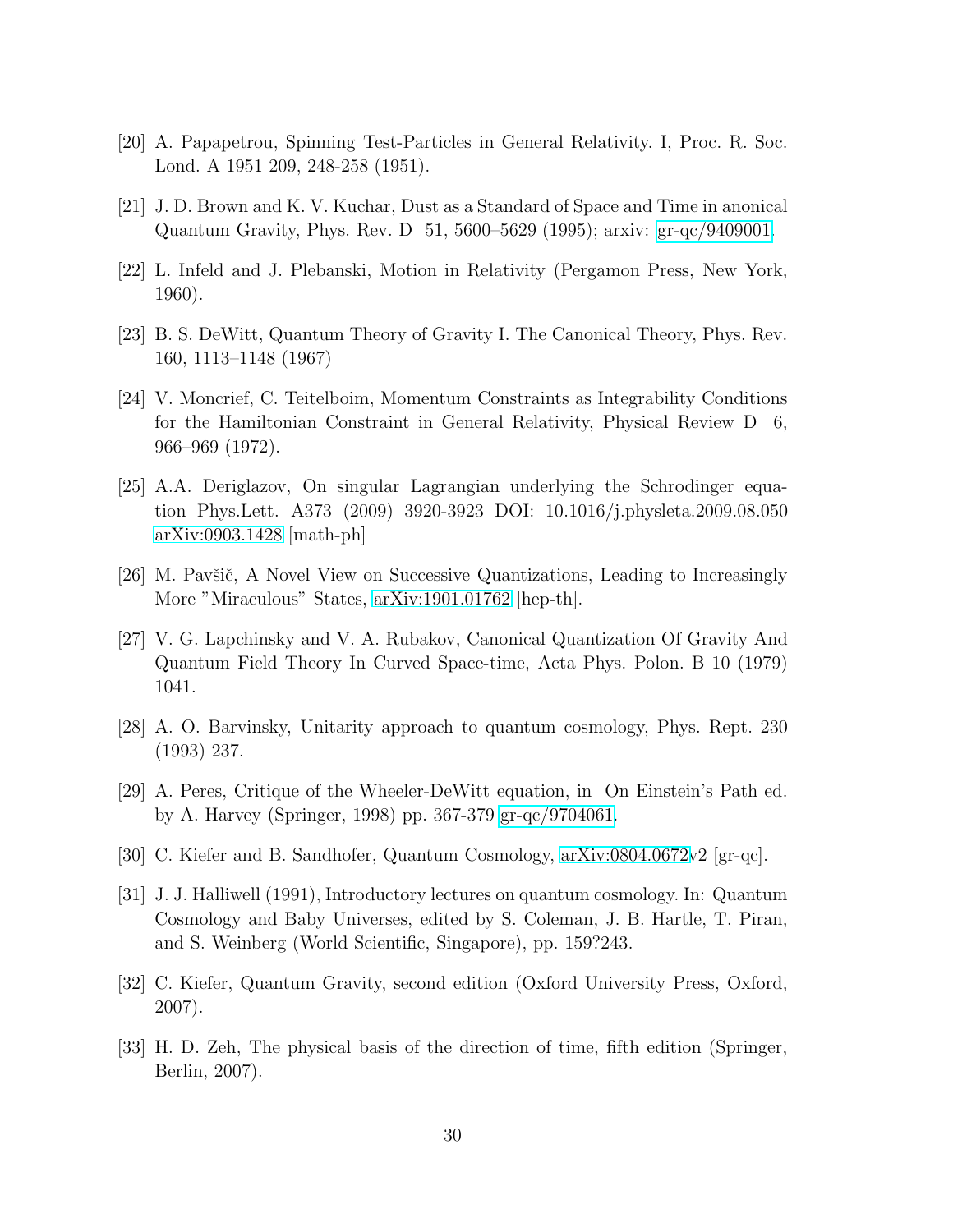[20] A. Papapetrou, Spinning Test-Particles in General Relativity. I, Proc. R. Soc. Lond. A 1951 209, 248-258 (1951).

[21] J. D. Brown and K. V. Kuchar, Dust as a Standard of Space and Time in anonical Quantum Gravity, Phys. Rev. D 51, 5600–5629 (1995); arxiv: gr-qc/9409001.

[22] L. Infeld and J. Plebanski, Motion in Relativity (Pergamon Press, New York, 1960).

[23] B. S. DeWitt, Quantum Theory of Gravity I. The Canonical Theory, Phys. Rev. 160, 1113–1148 (1967)

[24] V. Moncrief, C. Teitelboim, Momentum Constraints as Integrability Conditions for the Hamiltonian Constraint in General Relativity, Physical Review D 6, 966–969 (1972).

[25] A.A. Deriglazov, On singular Lagrangian underlying the Schrodinger equation Phys.Lett. A373 (2009) 3920-3923 DOI: 10.1016/j.physleta.2009.08.050 arXiv:0903.1428 [math-ph]

[26] M. Pavšič, A Novel View on Successive Quantizations, Leading to Increasingly More "Miraculous" States, arXiv:1901.01762 [hep-th].

[27] V. G. Lapchinsky and V. A. Rubakov, Canonical Quantization Of Gravity And Quantum Field Theory In Curved Space-time, Acta Phys. Polon. B 10 (1979) 1041.

[28] A. O. Barvinsky, Unitarity approach to quantum cosmology, Phys. Rept. 230 (1993) 237.

[29] A. Peres, Critique of the Wheeler-DeWitt equation, in On Einstein's Path ed. by A. Harvey (Springer, 1998) pp. 367-379 gr-qc/9704061.

[30] C. Kiefer and B. Sandhofer, Quantum Cosmology, arXiv:0804.0672v2 [gr-qc].

[31] J. J. Halliwell (1991), Introductory lectures on quantum cosmology. In: Quantum Cosmology and Baby Universes, edited by S. Coleman, J. B. Hartle, T. Piran, and S. Weinberg (World Scientific, Singapore), pp. 159?243.

[32] C. Kiefer, Quantum Gravity, second edition (Oxford University Press, Oxford, 2007).

[33] H. D. Zeh, The physical basis of the direction of time, fifth edition (Springer, Berlin, 2007).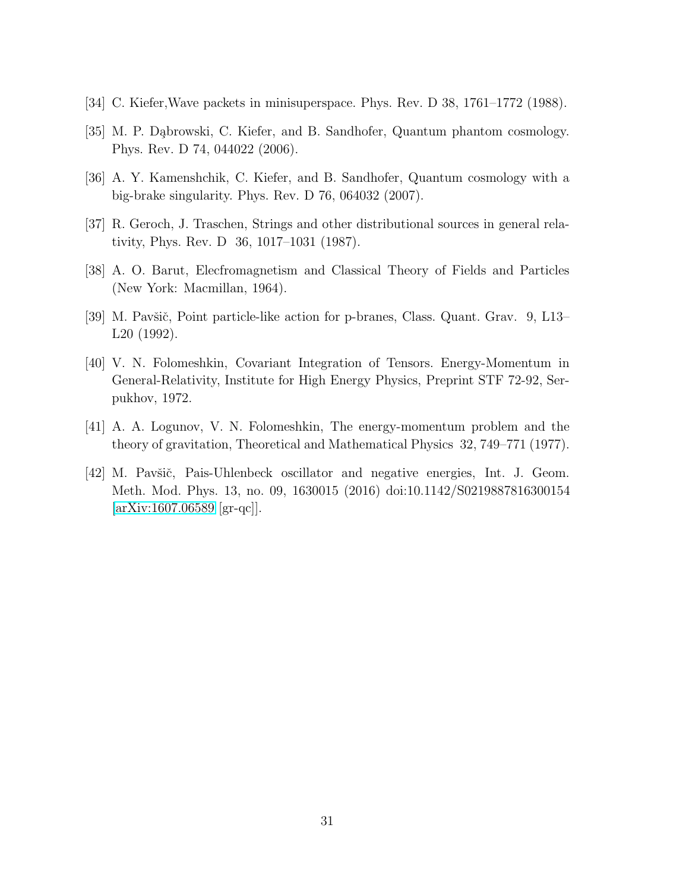[34] C. Kiefer,Wave packets in minisuperspace. Phys. Rev. D 38, 1761–1772 (1988).

[35] M. P. Dąbrowski, C. Kiefer, and B. Sandhofer, Quantum phantom cosmology. Phys. Rev. D 74, 044022 (2006).

[36] A. Y. Kamenshchik, C. Kiefer, and B. Sandhofer, Quantum cosmology with a big-brake singularity. Phys. Rev. D 76, 064032 (2007).

[37] R. Geroch, J. Traschen, Strings and other distributional sources in general relativity, Phys. Rev. D 36, 1017–1031 (1987).

[38] A. O. Barut, Elecfromagnetism and Classical Theory of Fields and Particles (New York: Macmillan, 1964).

[39] M. Pavšič, Point particle-like action for p-branes, Class. Quant. Grav. 9, L13–L20 (1992).

[40] V. N. Folomeshkin, Covariant Integration of Tensors. Energy-Momentum in General-Relativity, Institute for High Energy Physics, Preprint STF 72-92, Serpukhov, 1972.

[41] A. A. Logunov, V. N. Folomeshkin, The energy-momentum problem and the theory of gravitation, Theoretical and Mathematical Physics 32, 749–771 (1977).

[42] M. Pavšič, Pais-Uhlenbeck oscillator and negative energies, Int. J. Geom. Meth. Mod. Phys. 13, no. 09, 1630015 (2016) doi:10.1142/S0219887816300154 [arXiv:1607.06589 [gr-qc]].